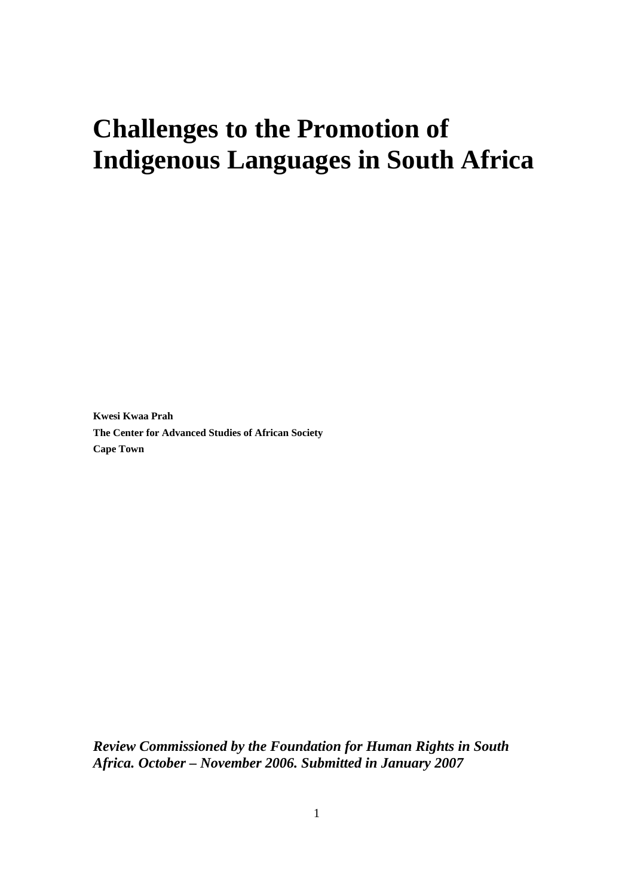# Challenges to the Promotion of Indigenous Languages in South Africa

**Kwesi Kwaa Prah**

**The Center for Advanced Studies of African Society**

**Cape Town**

***Review Commissioned by the Foundation for Human Rights in South Africa. October – November 2006. Submitted in January 2007***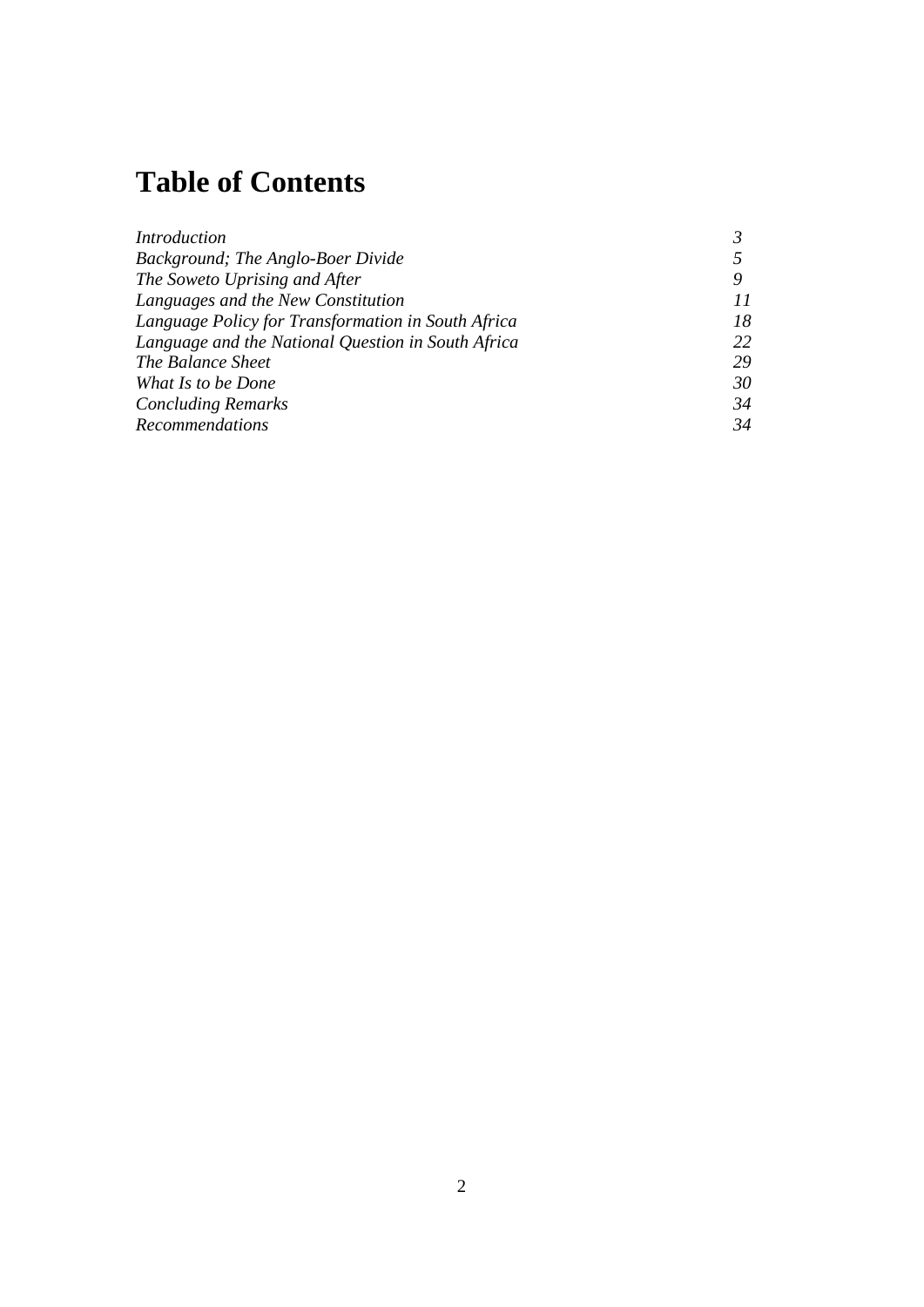# Table of Contents

| | |
|---|---|
| *Introduction* | *3* |
| *Background; The Anglo-Boer Divide* | *5* |
| *The Soweto Uprising and After* | *9* |
| *Languages and the New Constitution* | *11* |
| *Language Policy for Transformation in South Africa* | *18* |
| *Language and the National Question in South Africa* | *22* |
| *The Balance Sheet* | *29* |
| *What Is to be Done* | *30* |
| *Concluding Remarks* | *34* |
| *Recommendations* | *34* |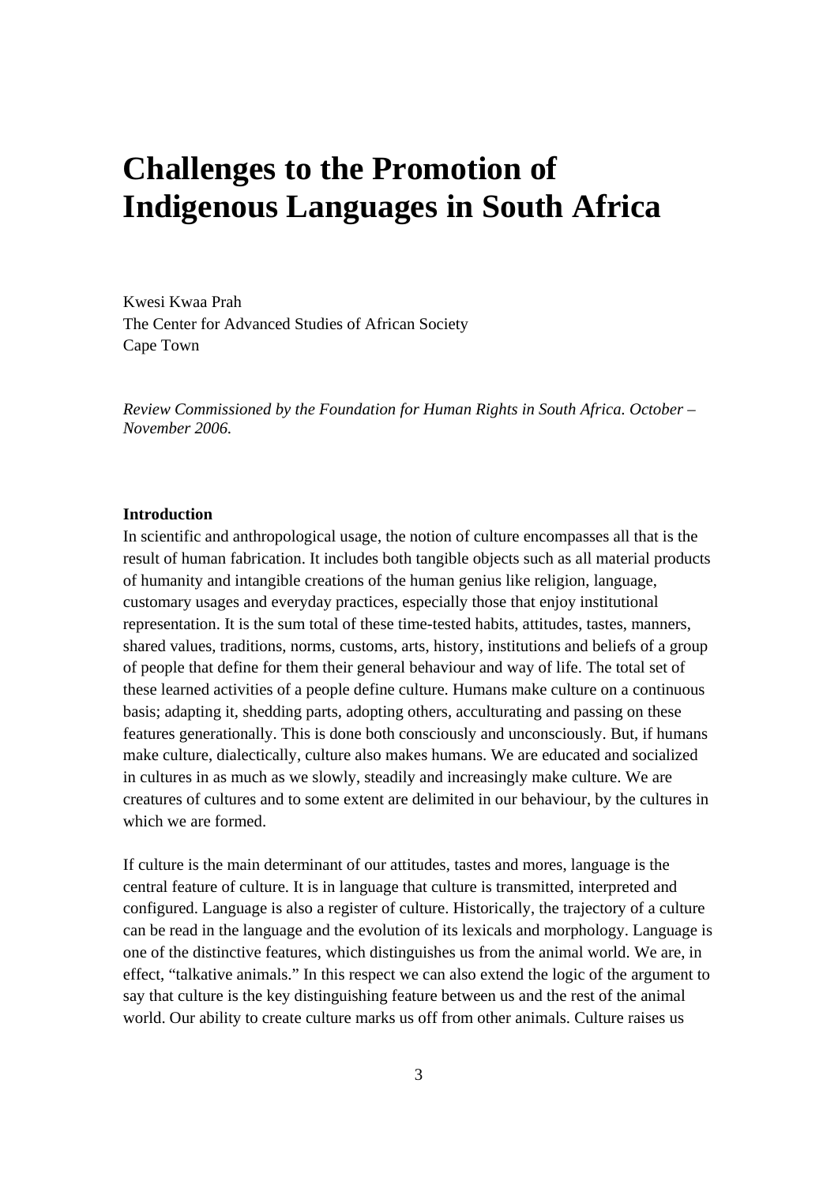# Challenges to the Promotion of Indigenous Languages in South Africa

Kwesi Kwaa Prah
The Center for Advanced Studies of African Society
Cape Town

*Review Commissioned by the Foundation for Human Rights in South Africa. October – November 2006.*

**Introduction**

In scientific and anthropological usage, the notion of culture encompasses all that is the result of human fabrication. It includes both tangible objects such as all material products of humanity and intangible creations of the human genius like religion, language, customary usages and everyday practices, especially those that enjoy institutional representation. It is the sum total of these time-tested habits, attitudes, tastes, manners, shared values, traditions, norms, customs, arts, history, institutions and beliefs of a group of people that define for them their general behaviour and way of life. The total set of these learned activities of a people define culture. Humans make culture on a continuous basis; adapting it, shedding parts, adopting others, acculturating and passing on these features generationally. This is done both consciously and unconsciously. But, if humans make culture, dialectically, culture also makes humans. We are educated and socialized in cultures in as much as we slowly, steadily and increasingly make culture. We are creatures of cultures and to some extent are delimited in our behaviour, by the cultures in which we are formed.

If culture is the main determinant of our attitudes, tastes and mores, language is the central feature of culture. It is in language that culture is transmitted, interpreted and configured. Language is also a register of culture. Historically, the trajectory of a culture can be read in the language and the evolution of its lexicals and morphology. Language is one of the distinctive features, which distinguishes us from the animal world. We are, in effect, "talkative animals." In this respect we can also extend the logic of the argument to say that culture is the key distinguishing feature between us and the rest of the animal world. Our ability to create culture marks us off from other animals. Culture raises us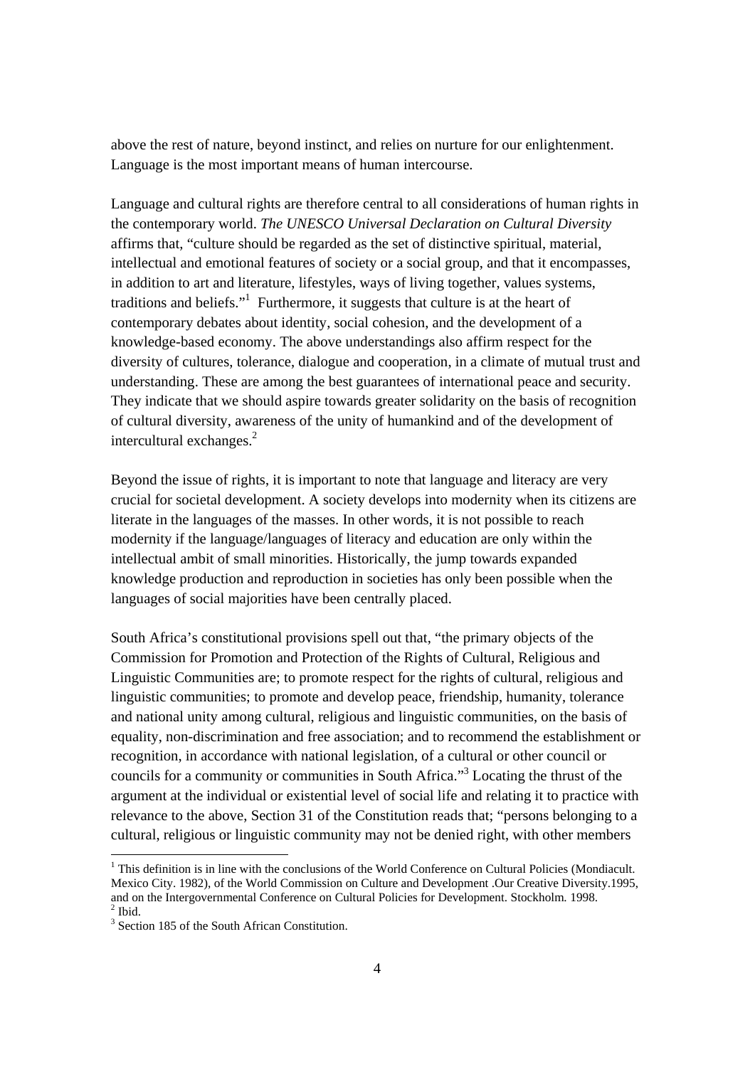above the rest of nature, beyond instinct, and relies on nurture for our enlightenment. Language is the most important means of human intercourse.

Language and cultural rights are therefore central to all considerations of human rights in the contemporary world. *The UNESCO Universal Declaration on Cultural Diversity* affirms that, "culture should be regarded as the set of distinctive spiritual, material, intellectual and emotional features of society or a social group, and that it encompasses, in addition to art and literature, lifestyles, ways of living together, values systems, traditions and beliefs."[1] Furthermore, it suggests that culture is at the heart of contemporary debates about identity, social cohesion, and the development of a knowledge-based economy. The above understandings also affirm respect for the diversity of cultures, tolerance, dialogue and cooperation, in a climate of mutual trust and understanding. These are among the best guarantees of international peace and security. They indicate that we should aspire towards greater solidarity on the basis of recognition of cultural diversity, awareness of the unity of humankind and of the development of intercultural exchanges.[2]

Beyond the issue of rights, it is important to note that language and literacy are very crucial for societal development. A society develops into modernity when its citizens are literate in the languages of the masses. In other words, it is not possible to reach modernity if the language/languages of literacy and education are only within the intellectual ambit of small minorities. Historically, the jump towards expanded knowledge production and reproduction in societies has only been possible when the languages of social majorities have been centrally placed.

South Africa's constitutional provisions spell out that, "the primary objects of the Commission for Promotion and Protection of the Rights of Cultural, Religious and Linguistic Communities are; to promote respect for the rights of cultural, religious and linguistic communities; to promote and develop peace, friendship, humanity, tolerance and national unity among cultural, religious and linguistic communities, on the basis of equality, non-discrimination and free association; and to recommend the establishment or recognition, in accordance with national legislation, of a cultural or other council or councils for a community or communities in South Africa."[3] Locating the thrust of the argument at the individual or existential level of social life and relating it to practice with relevance to the above, Section 31 of the Constitution reads that; "persons belonging to a cultural, religious or linguistic community may not be denied right, with other members

---

[1] This definition is in line with the conclusions of the World Conference on Cultural Policies (Mondiacult. Mexico City. 1982), of the World Commission on Culture and Development .Our Creative Diversity.1995, and on the Intergovernmental Conference on Cultural Policies for Development. Stockholm. 1998.

[2] Ibid.

[3] Section 185 of the South African Constitution.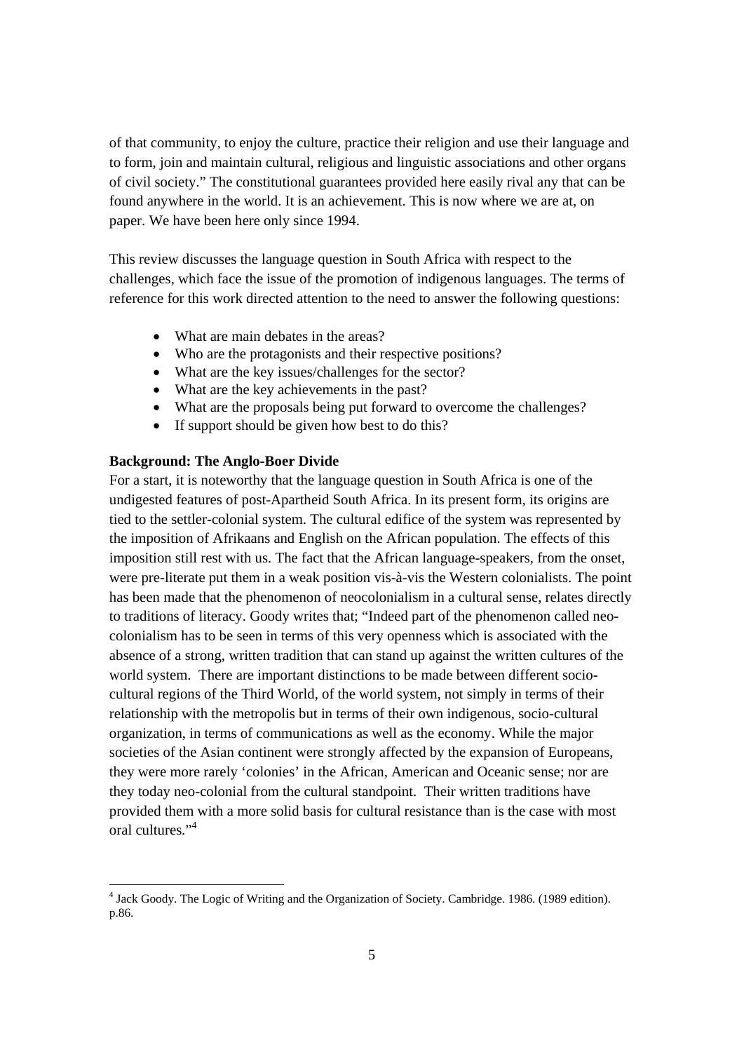of that community, to enjoy the culture, practice their religion and use their language and to form, join and maintain cultural, religious and linguistic associations and other organs of civil society." The constitutional guarantees provided here easily rival any that can be found anywhere in the world. It is an achievement. This is now where we are at, on paper. We have been here only since 1994.

This review discusses the language question in South Africa with respect to the challenges, which face the issue of the promotion of indigenous languages. The terms of reference for this work directed attention to the need to answer the following questions:

- What are main debates in the areas?
- Who are the protagonists and their respective positions?
- What are the key issues/challenges for the sector?
- What are the key achievements in the past?
- What are the proposals being put forward to overcome the challenges?
- If support should be given how best to do this?

**Background: The Anglo-Boer Divide**

For a start, it is noteworthy that the language question in South Africa is one of the undigested features of post-Apartheid South Africa. In its present form, its origins are tied to the settler-colonial system. The cultural edifice of the system was represented by the imposition of Afrikaans and English on the African population. The effects of this imposition still rest with us. The fact that the African language-speakers, from the onset, were pre-literate put them in a weak position vis-à-vis the Western colonialists. The point has been made that the phenomenon of neocolonialism in a cultural sense, relates directly to traditions of literacy. Goody writes that; "Indeed part of the phenomenon called neo-colonialism has to be seen in terms of this very openness which is associated with the absence of a strong, written tradition that can stand up against the written cultures of the world system. There are important distinctions to be made between different socio-cultural regions of the Third World, of the world system, not simply in terms of their relationship with the metropolis but in terms of their own indigenous, socio-cultural organization, in terms of communications as well as the economy. While the major societies of the Asian continent were strongly affected by the expansion of Europeans, they were more rarely 'colonies' in the African, American and Oceanic sense; nor are they today neo-colonial from the cultural standpoint. Their written traditions have provided them with a more solid basis for cultural resistance than is the case with most oral cultures."[4]

[4] Jack Goody. The Logic of Writing and the Organization of Society. Cambridge. 1986. (1989 edition). p.86.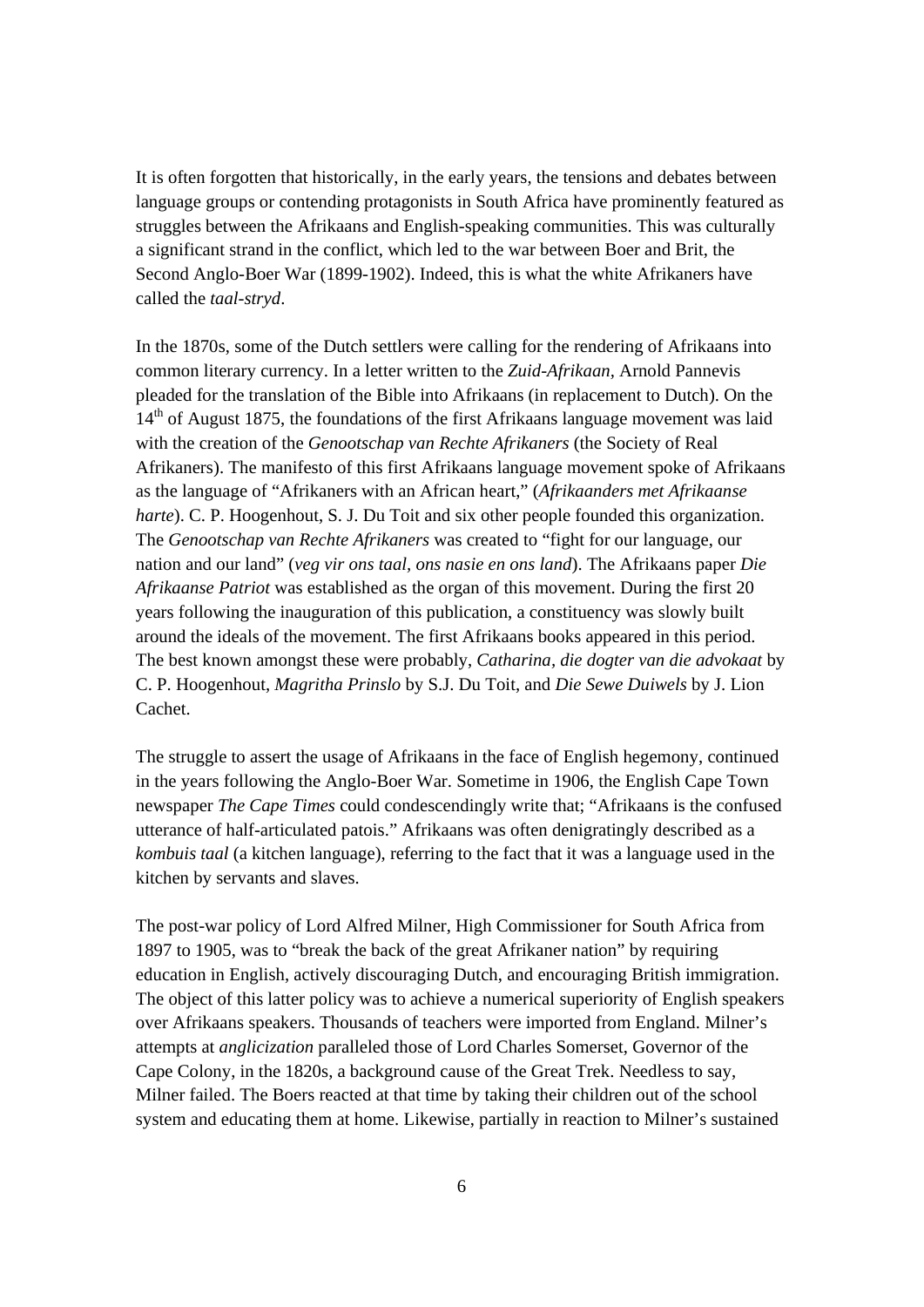It is often forgotten that historically, in the early years, the tensions and debates between language groups or contending protagonists in South Africa have prominently featured as struggles between the Afrikaans and English-speaking communities. This was culturally a significant strand in the conflict, which led to the war between Boer and Brit, the Second Anglo-Boer War (1899-1902). Indeed, this is what the white Afrikaners have called the *taal-stryd*.

In the 1870s, some of the Dutch settlers were calling for the rendering of Afrikaans into common literary currency. In a letter written to the *Zuid-Afrikaan*, Arnold Pannevis pleaded for the translation of the Bible into Afrikaans (in replacement to Dutch). On the 14th of August 1875, the foundations of the first Afrikaans language movement was laid with the creation of the *Genootschap van Rechte Afrikaners* (the Society of Real Afrikaners). The manifesto of this first Afrikaans language movement spoke of Afrikaans as the language of "Afrikaners with an African heart," (*Afrikaanders met Afrikaanse harte*). C. P. Hoogenhout, S. J. Du Toit and six other people founded this organization. The *Genootschap van Rechte Afrikaners* was created to "fight for our language, our nation and our land" (*veg vir ons taal, ons nasie en ons land*). The Afrikaans paper *Die Afrikaanse Patriot* was established as the organ of this movement. During the first 20 years following the inauguration of this publication, a constituency was slowly built around the ideals of the movement. The first Afrikaans books appeared in this period. The best known amongst these were probably, *Catharina, die dogter van die advokaat* by C. P. Hoogenhout, *Magritha Prinslo* by S.J. Du Toit, and *Die Sewe Duiwels* by J. Lion Cachet.

The struggle to assert the usage of Afrikaans in the face of English hegemony, continued in the years following the Anglo-Boer War. Sometime in 1906, the English Cape Town newspaper *The Cape Times* could condescendingly write that; "Afrikaans is the confused utterance of half-articulated patois." Afrikaans was often denigratingly described as a *kombuis taal* (a kitchen language), referring to the fact that it was a language used in the kitchen by servants and slaves.

The post-war policy of Lord Alfred Milner, High Commissioner for South Africa from 1897 to 1905, was to "break the back of the great Afrikaner nation" by requiring education in English, actively discouraging Dutch, and encouraging British immigration. The object of this latter policy was to achieve a numerical superiority of English speakers over Afrikaans speakers. Thousands of teachers were imported from England. Milner's attempts at *anglicization* paralleled those of Lord Charles Somerset, Governor of the Cape Colony, in the 1820s, a background cause of the Great Trek. Needless to say, Milner failed. The Boers reacted at that time by taking their children out of the school system and educating them at home. Likewise, partially in reaction to Milner's sustained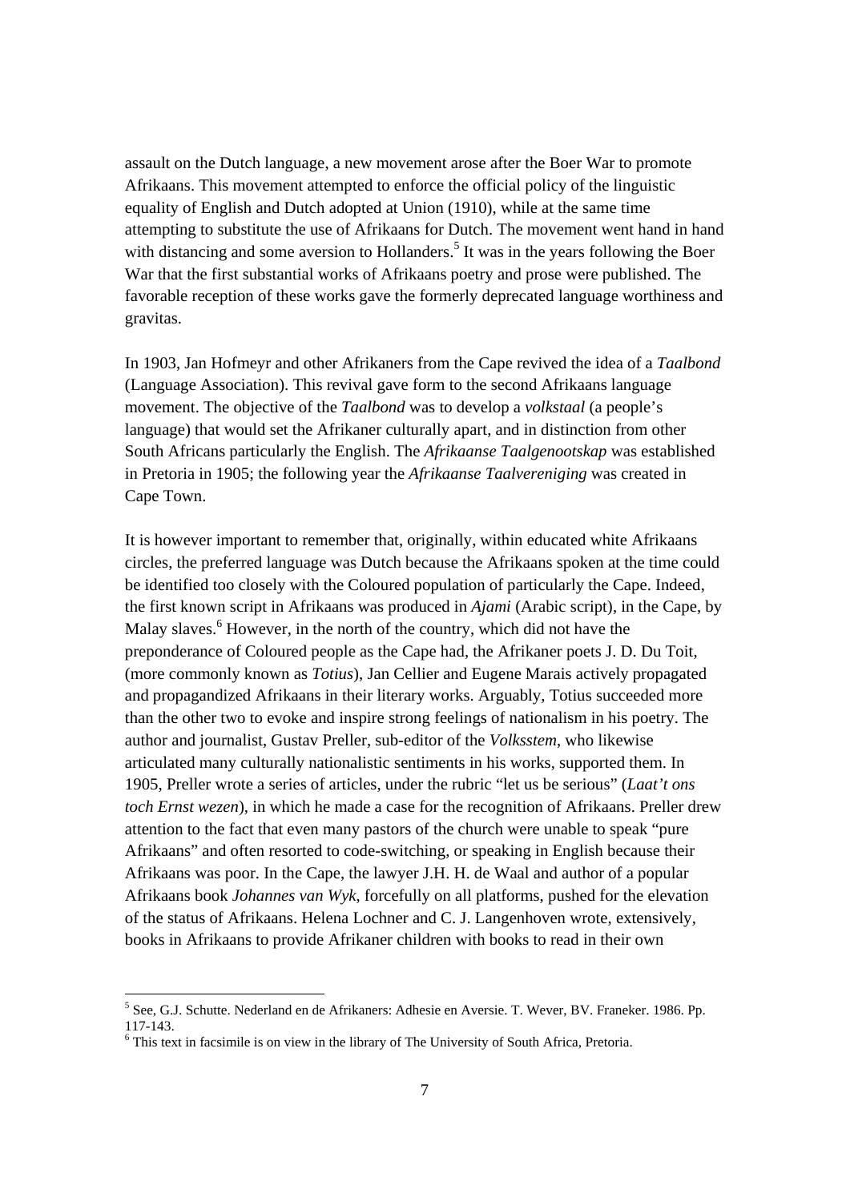assault on the Dutch language, a new movement arose after the Boer War to promote Afrikaans. This movement attempted to enforce the official policy of the linguistic equality of English and Dutch adopted at Union (1910), while at the same time attempting to substitute the use of Afrikaans for Dutch. The movement went hand in hand with distancing and some aversion to Hollanders.[5] It was in the years following the Boer War that the first substantial works of Afrikaans poetry and prose were published. The favorable reception of these works gave the formerly deprecated language worthiness and gravitas.

In 1903, Jan Hofmeyr and other Afrikaners from the Cape revived the idea of a *Taalbond* (Language Association). This revival gave form to the second Afrikaans language movement. The objective of the *Taalbond* was to develop a *volkstaal* (a people's language) that would set the Afrikaner culturally apart, and in distinction from other South Africans particularly the English. The *Afrikaanse Taalgenootskap* was established in Pretoria in 1905; the following year the *Afrikaanse Taalvereniging* was created in Cape Town.

It is however important to remember that, originally, within educated white Afrikaans circles, the preferred language was Dutch because the Afrikaans spoken at the time could be identified too closely with the Coloured population of particularly the Cape. Indeed, the first known script in Afrikaans was produced in *Ajami* (Arabic script), in the Cape, by Malay slaves.[6] However, in the north of the country, which did not have the preponderance of Coloured people as the Cape had, the Afrikaner poets J. D. Du Toit, (more commonly known as *Totius*), Jan Cellier and Eugene Marais actively propagated and propagandized Afrikaans in their literary works. Arguably, Totius succeeded more than the other two to evoke and inspire strong feelings of nationalism in his poetry. The author and journalist, Gustav Preller, sub-editor of the *Volksstem*, who likewise articulated many culturally nationalistic sentiments in his works, supported them. In 1905, Preller wrote a series of articles, under the rubric "let us be serious" (*Laat't ons toch Ernst wezen*), in which he made a case for the recognition of Afrikaans. Preller drew attention to the fact that even many pastors of the church were unable to speak "pure Afrikaans" and often resorted to code-switching, or speaking in English because their Afrikaans was poor. In the Cape, the lawyer J.H. H. de Waal and author of a popular Afrikaans book *Johannes van Wyk*, forcefully on all platforms, pushed for the elevation of the status of Afrikaans. Helena Lochner and C. J. Langenhoven wrote, extensively, books in Afrikaans to provide Afrikaner children with books to read in their own

[5] See, G.J. Schutte. Nederland en de Afrikaners: Adhesie en Aversie. T. Wever, BV. Franeker. 1986. Pp. 117-143.

[6] This text in facsimile is on view in the library of The University of South Africa, Pretoria.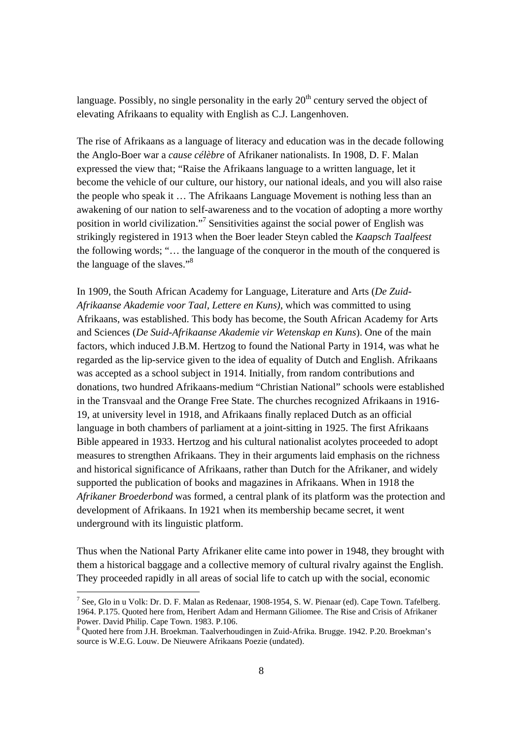language. Possibly, no single personality in the early 20th century served the object of elevating Afrikaans to equality with English as C.J. Langenhoven.

The rise of Afrikaans as a language of literacy and education was in the decade following the Anglo-Boer war a *cause célèbre* of Afrikaner nationalists. In 1908, D. F. Malan expressed the view that; "Raise the Afrikaans language to a written language, let it become the vehicle of our culture, our history, our national ideals, and you will also raise the people who speak it … The Afrikaans Language Movement is nothing less than an awakening of our nation to self-awareness and to the vocation of adopting a more worthy position in world civilization."[7] Sensitivities against the social power of English was strikingly registered in 1913 when the Boer leader Steyn cabled the *Kaapsch Taalfeest* the following words; "… the language of the conqueror in the mouth of the conquered is the language of the slaves."[8]

In 1909, the South African Academy for Language, Literature and Arts (*De Zuid-Afrikaanse Akademie voor Taal, Lettere en Kuns)*, which was committed to using Afrikaans, was established. This body has become, the South African Academy for Arts and Sciences (*De Suid-Afrikaanse Akademie vir Wetenskap en Kuns*). One of the main factors, which induced J.B.M. Hertzog to found the National Party in 1914, was what he regarded as the lip-service given to the idea of equality of Dutch and English. Afrikaans was accepted as a school subject in 1914. Initially, from random contributions and donations, two hundred Afrikaans-medium "Christian National" schools were established in the Transvaal and the Orange Free State. The churches recognized Afrikaans in 1916-19, at university level in 1918, and Afrikaans finally replaced Dutch as an official language in both chambers of parliament at a joint-sitting in 1925. The first Afrikaans Bible appeared in 1933. Hertzog and his cultural nationalist acolytes proceeded to adopt measures to strengthen Afrikaans. They in their arguments laid emphasis on the richness and historical significance of Afrikaans, rather than Dutch for the Afrikaner, and widely supported the publication of books and magazines in Afrikaans. When in 1918 the *Afrikaner Broederbond* was formed, a central plank of its platform was the protection and development of Afrikaans. In 1921 when its membership became secret, it went underground with its linguistic platform.

Thus when the National Party Afrikaner elite came into power in 1948, they brought with them a historical baggage and a collective memory of cultural rivalry against the English. They proceeded rapidly in all areas of social life to catch up with the social, economic

---

[7] See, Glo in u Volk: Dr. D. F. Malan as Redenaar, 1908-1954, S. W. Pienaar (ed). Cape Town. Tafelberg. 1964. P.175. Quoted here from, Heribert Adam and Hermann Giliomee. The Rise and Crisis of Afrikaner Power. David Philip. Cape Town. 1983. P.106.

[8] Quoted here from J.H. Broekman. Taalverhoudingen in Zuid-Afrika. Brugge. 1942. P.20. Broekman's source is W.E.G. Louw. De Nieuwere Afrikaans Poezie (undated).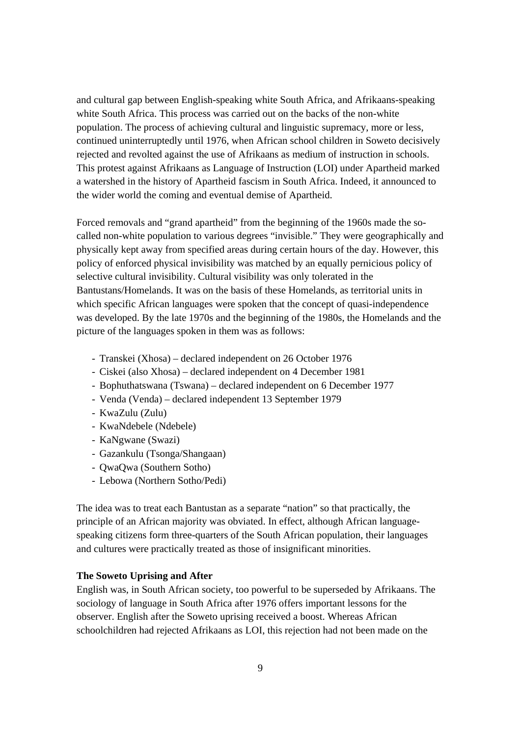and cultural gap between English-speaking white South Africa, and Afrikaans-speaking white South Africa. This process was carried out on the backs of the non-white population. The process of achieving cultural and linguistic supremacy, more or less, continued uninterruptedly until 1976, when African school children in Soweto decisively rejected and revolted against the use of Afrikaans as medium of instruction in schools. This protest against Afrikaans as Language of Instruction (LOI) under Apartheid marked a watershed in the history of Apartheid fascism in South Africa. Indeed, it announced to the wider world the coming and eventual demise of Apartheid.

Forced removals and "grand apartheid" from the beginning of the 1960s made the so-called non-white population to various degrees "invisible." They were geographically and physically kept away from specified areas during certain hours of the day. However, this policy of enforced physical invisibility was matched by an equally pernicious policy of selective cultural invisibility. Cultural visibility was only tolerated in the Bantustans/Homelands. It was on the basis of these Homelands, as territorial units in which specific African languages were spoken that the concept of quasi-independence was developed. By the late 1970s and the beginning of the 1980s, the Homelands and the picture of the languages spoken in them was as follows:

- Transkei (Xhosa) – declared independent on 26 October 1976
- Ciskei (also Xhosa) – declared independent on 4 December 1981
- Bophuthatswana (Tswana) – declared independent on 6 December 1977
- Venda (Venda) – declared independent 13 September 1979
- KwaZulu (Zulu)
- KwaNdebele (Ndebele)
- KaNgwane (Swazi)
- Gazankulu (Tsonga/Shangaan)
- QwaQwa (Southern Sotho)
- Lebowa (Northern Sotho/Pedi)

The idea was to treat each Bantustan as a separate "nation" so that practically, the principle of an African majority was obviated. In effect, although African language-speaking citizens form three-quarters of the South African population, their languages and cultures were practically treated as those of insignificant minorities.

**The Soweto Uprising and After**

English was, in South African society, too powerful to be superseded by Afrikaans. The sociology of language in South Africa after 1976 offers important lessons for the observer. English after the Soweto uprising received a boost. Whereas African schoolchildren had rejected Afrikaans as LOI, this rejection had not been made on the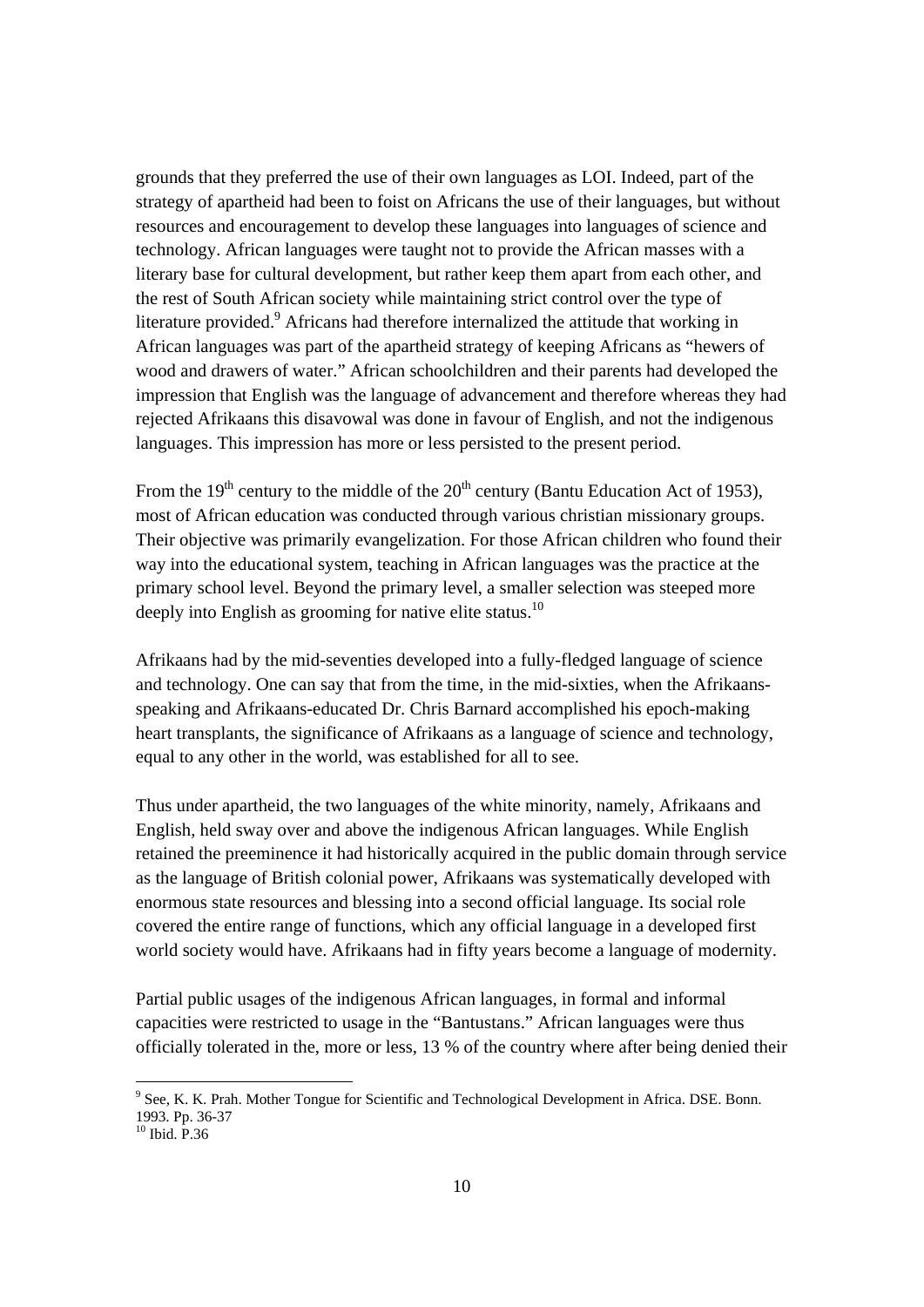grounds that they preferred the use of their own languages as LOI. Indeed, part of the strategy of apartheid had been to foist on Africans the use of their languages, but without resources and encouragement to develop these languages into languages of science and technology. African languages were taught not to provide the African masses with a literary base for cultural development, but rather keep them apart from each other, and the rest of South African society while maintaining strict control over the type of literature provided.[9] Africans had therefore internalized the attitude that working in African languages was part of the apartheid strategy of keeping Africans as "hewers of wood and drawers of water." African schoolchildren and their parents had developed the impression that English was the language of advancement and therefore whereas they had rejected Afrikaans this disavowal was done in favour of English, and not the indigenous languages. This impression has more or less persisted to the present period.

From the 19th century to the middle of the 20th century (Bantu Education Act of 1953), most of African education was conducted through various christian missionary groups. Their objective was primarily evangelization. For those African children who found their way into the educational system, teaching in African languages was the practice at the primary school level. Beyond the primary level, a smaller selection was steeped more deeply into English as grooming for native elite status.[10]

Afrikaans had by the mid-seventies developed into a fully-fledged language of science and technology. One can say that from the time, in the mid-sixties, when the Afrikaans-speaking and Afrikaans-educated Dr. Chris Barnard accomplished his epoch-making heart transplants, the significance of Afrikaans as a language of science and technology, equal to any other in the world, was established for all to see.

Thus under apartheid, the two languages of the white minority, namely, Afrikaans and English, held sway over and above the indigenous African languages. While English retained the preeminence it had historically acquired in the public domain through service as the language of British colonial power, Afrikaans was systematically developed with enormous state resources and blessing into a second official language. Its social role covered the entire range of functions, which any official language in a developed first world society would have. Afrikaans had in fifty years become a language of modernity.

Partial public usages of the indigenous African languages, in formal and informal capacities were restricted to usage in the "Bantustans." African languages were thus officially tolerated in the, more or less, 13 % of the country where after being denied their

---

[9] See, K. K. Prah. Mother Tongue for Scientific and Technological Development in Africa. DSE. Bonn. 1993. Pp. 36-37

[10] Ibid. P.36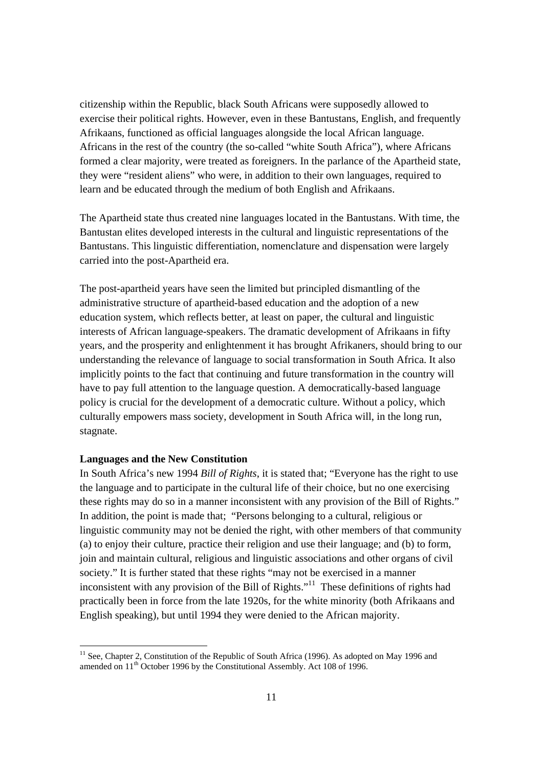citizenship within the Republic, black South Africans were supposedly allowed to exercise their political rights. However, even in these Bantustans, English, and frequently Afrikaans, functioned as official languages alongside the local African language. Africans in the rest of the country (the so-called "white South Africa"), where Africans formed a clear majority, were treated as foreigners. In the parlance of the Apartheid state, they were "resident aliens" who were, in addition to their own languages, required to learn and be educated through the medium of both English and Afrikaans.

The Apartheid state thus created nine languages located in the Bantustans. With time, the Bantustan elites developed interests in the cultural and linguistic representations of the Bantustans. This linguistic differentiation, nomenclature and dispensation were largely carried into the post-Apartheid era.

The post-apartheid years have seen the limited but principled dismantling of the administrative structure of apartheid-based education and the adoption of a new education system, which reflects better, at least on paper, the cultural and linguistic interests of African language-speakers. The dramatic development of Afrikaans in fifty years, and the prosperity and enlightenment it has brought Afrikaners, should bring to our understanding the relevance of language to social transformation in South Africa. It also implicitly points to the fact that continuing and future transformation in the country will have to pay full attention to the language question. A democratically-based language policy is crucial for the development of a democratic culture. Without a policy, which culturally empowers mass society, development in South Africa will, in the long run, stagnate.

**Languages and the New Constitution**

In South Africa's new 1994 *Bill of Rights*, it is stated that; "Everyone has the right to use the language and to participate in the cultural life of their choice, but no one exercising these rights may do so in a manner inconsistent with any provision of the Bill of Rights." In addition, the point is made that; "Persons belonging to a cultural, religious or linguistic community may not be denied the right, with other members of that community (a) to enjoy their culture, practice their religion and use their language; and (b) to form, join and maintain cultural, religious and linguistic associations and other organs of civil society." It is further stated that these rights "may not be exercised in a manner inconsistent with any provision of the Bill of Rights."[11] These definitions of rights had practically been in force from the late 1920s, for the white minority (both Afrikaans and English speaking), but until 1994 they were denied to the African majority.

[11] See, Chapter 2, Constitution of the Republic of South Africa (1996). As adopted on May 1996 and amended on 11th October 1996 by the Constitutional Assembly. Act 108 of 1996.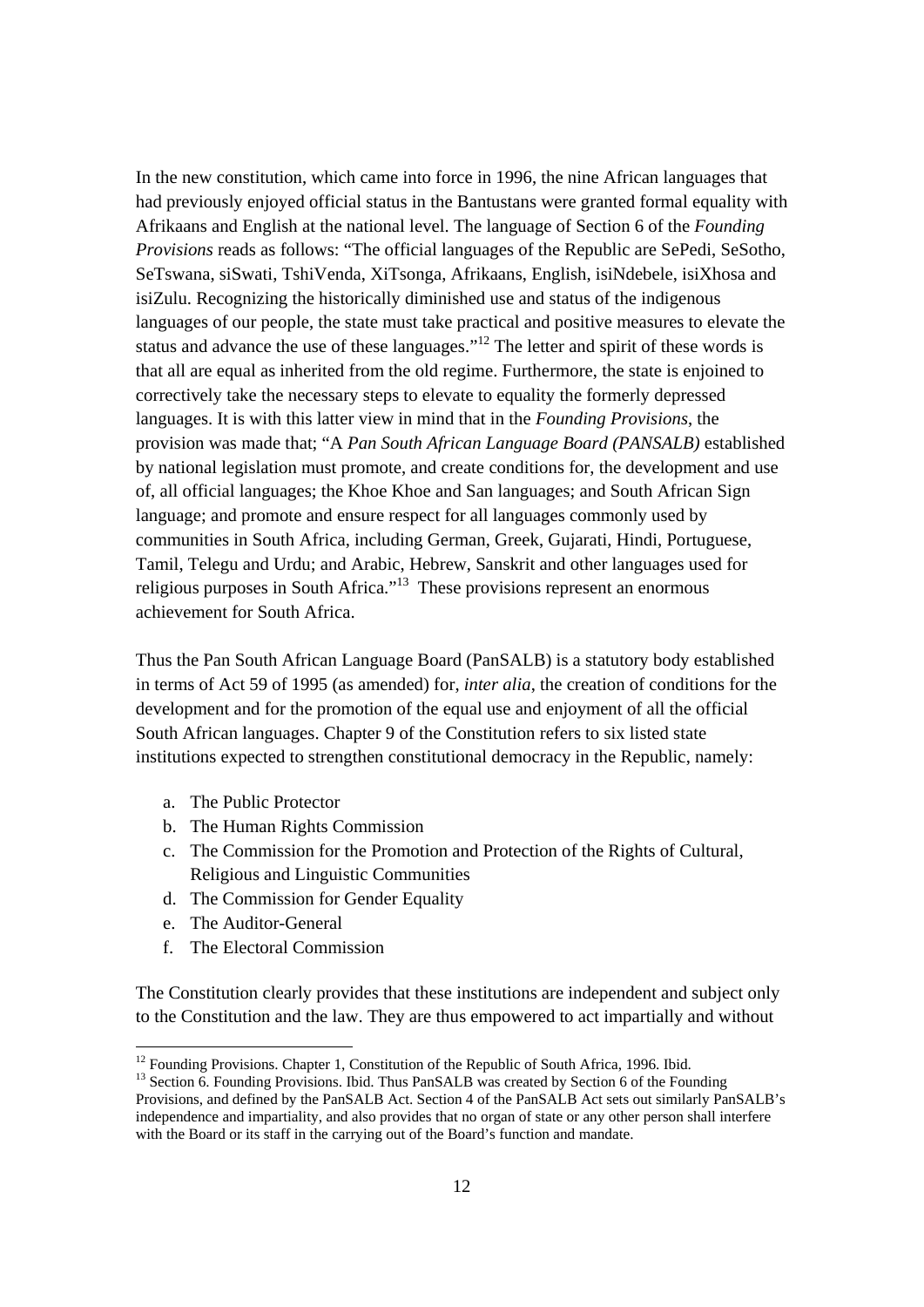In the new constitution, which came into force in 1996, the nine African languages that had previously enjoyed official status in the Bantustans were granted formal equality with Afrikaans and English at the national level. The language of Section 6 of the *Founding Provisions* reads as follows: "The official languages of the Republic are SePedi, SeSotho, SeTswana, siSwati, TshiVenda, XiTsonga, Afrikaans, English, isiNdebele, isiXhosa and isiZulu. Recognizing the historically diminished use and status of the indigenous languages of our people, the state must take practical and positive measures to elevate the status and advance the use of these languages."[12] The letter and spirit of these words is that all are equal as inherited from the old regime. Furthermore, the state is enjoined to correctively take the necessary steps to elevate to equality the formerly depressed languages. It is with this latter view in mind that in the *Founding Provisions*, the provision was made that; "A *Pan South African Language Board (PANSALB)* established by national legislation must promote, and create conditions for, the development and use of, all official languages; the Khoe Khoe and San languages; and South African Sign language; and promote and ensure respect for all languages commonly used by communities in South Africa, including German, Greek, Gujarati, Hindi, Portuguese, Tamil, Telegu and Urdu; and Arabic, Hebrew, Sanskrit and other languages used for religious purposes in South Africa."[13] These provisions represent an enormous achievement for South Africa.

Thus the Pan South African Language Board (PanSALB) is a statutory body established in terms of Act 59 of 1995 (as amended) for, *inter alia*, the creation of conditions for the development and for the promotion of the equal use and enjoyment of all the official South African languages. Chapter 9 of the Constitution refers to six listed state institutions expected to strengthen constitutional democracy in the Republic, namely:

a. The Public Protector
b. The Human Rights Commission
c. The Commission for the Promotion and Protection of the Rights of Cultural, Religious and Linguistic Communities
d. The Commission for Gender Equality
e. The Auditor-General
f. The Electoral Commission

The Constitution clearly provides that these institutions are independent and subject only to the Constitution and the law. They are thus empowered to act impartially and without

[12] Founding Provisions. Chapter 1, Constitution of the Republic of South Africa, 1996. Ibid.

[13] Section 6. Founding Provisions. Ibid. Thus PanSALB was created by Section 6 of the Founding Provisions, and defined by the PanSALB Act. Section 4 of the PanSALB Act sets out similarly PanSALB's independence and impartiality, and also provides that no organ of state or any other person shall interfere with the Board or its staff in the carrying out of the Board's function and mandate.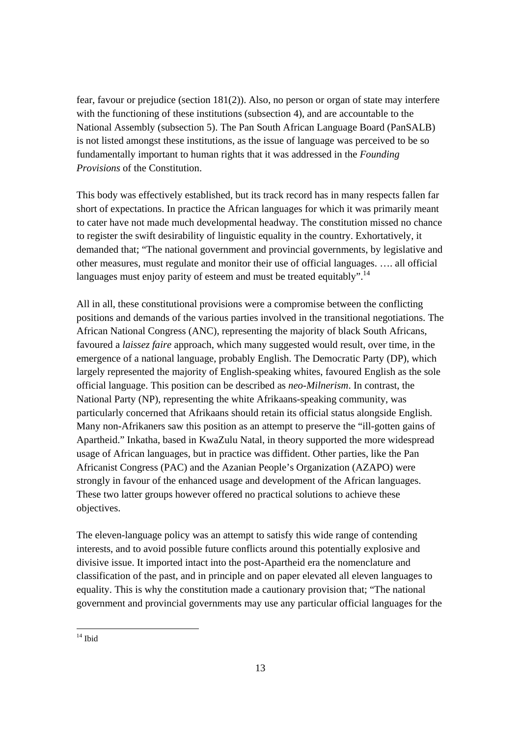fear, favour or prejudice (section 181(2)). Also, no person or organ of state may interfere with the functioning of these institutions (subsection 4), and are accountable to the National Assembly (subsection 5). The Pan South African Language Board (PanSALB) is not listed amongst these institutions, as the issue of language was perceived to be so fundamentally important to human rights that it was addressed in the *Founding Provisions* of the Constitution.

This body was effectively established, but its track record has in many respects fallen far short of expectations. In practice the African languages for which it was primarily meant to cater have not made much developmental headway. The constitution missed no chance to register the swift desirability of linguistic equality in the country. Exhortatively, it demanded that; "The national government and provincial governments, by legislative and other measures, must regulate and monitor their use of official languages. …. all official languages must enjoy parity of esteem and must be treated equitably".[14]

All in all, these constitutional provisions were a compromise between the conflicting positions and demands of the various parties involved in the transitional negotiations. The African National Congress (ANC), representing the majority of black South Africans, favoured a *laissez faire* approach, which many suggested would result, over time, in the emergence of a national language, probably English. The Democratic Party (DP), which largely represented the majority of English-speaking whites, favoured English as the sole official language. This position can be described as *neo-Milnerism*. In contrast, the National Party (NP), representing the white Afrikaans-speaking community, was particularly concerned that Afrikaans should retain its official status alongside English. Many non-Afrikaners saw this position as an attempt to preserve the "ill-gotten gains of Apartheid." Inkatha, based in KwaZulu Natal, in theory supported the more widespread usage of African languages, but in practice was diffident. Other parties, like the Pan Africanist Congress (PAC) and the Azanian People's Organization (AZAPO) were strongly in favour of the enhanced usage and development of the African languages. These two latter groups however offered no practical solutions to achieve these objectives.

The eleven-language policy was an attempt to satisfy this wide range of contending interests, and to avoid possible future conflicts around this potentially explosive and divisive issue. It imported intact into the post-Apartheid era the nomenclature and classification of the past, and in principle and on paper elevated all eleven languages to equality. This is why the constitution made a cautionary provision that; "The national government and provincial governments may use any particular official languages for the

[14] Ibid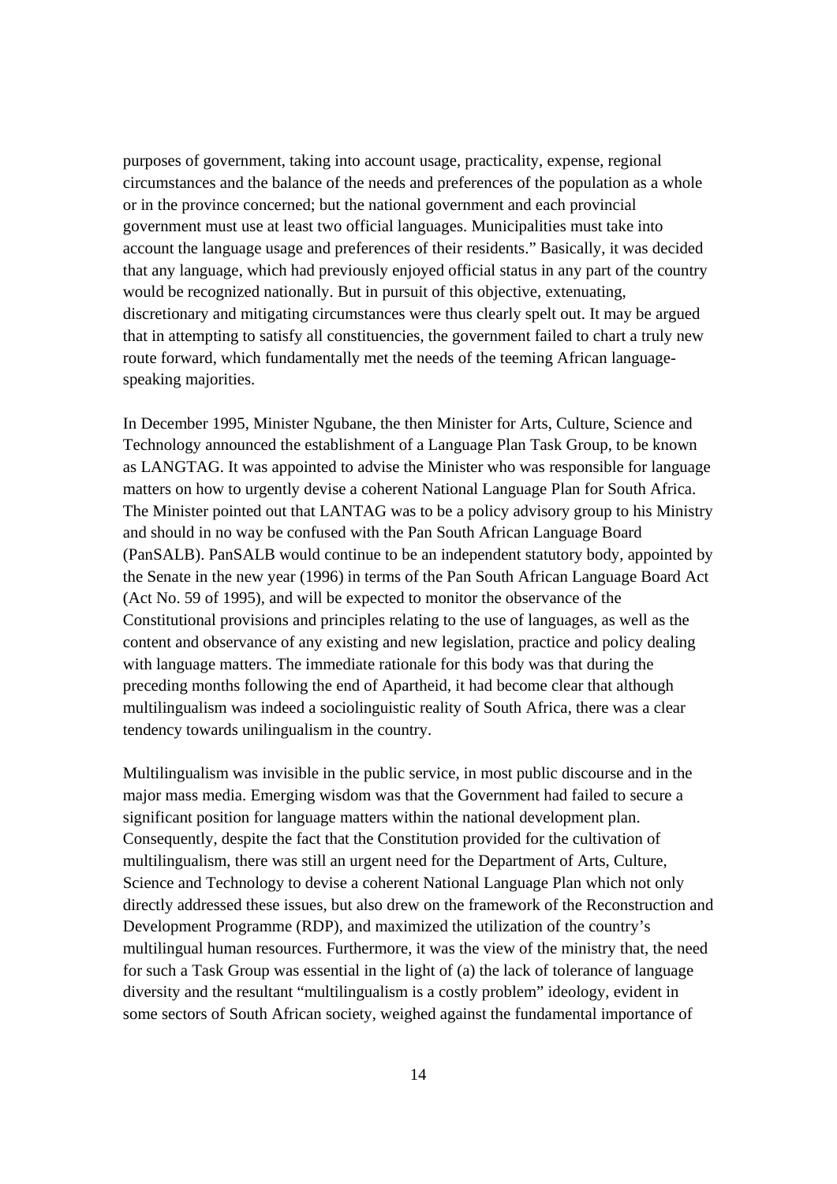purposes of government, taking into account usage, practicality, expense, regional circumstances and the balance of the needs and preferences of the population as a whole or in the province concerned; but the national government and each provincial government must use at least two official languages. Municipalities must take into account the language usage and preferences of their residents." Basically, it was decided that any language, which had previously enjoyed official status in any part of the country would be recognized nationally. But in pursuit of this objective, extenuating, discretionary and mitigating circumstances were thus clearly spelt out. It may be argued that in attempting to satisfy all constituencies, the government failed to chart a truly new route forward, which fundamentally met the needs of the teeming African language-speaking majorities.

In December 1995, Minister Ngubane, the then Minister for Arts, Culture, Science and Technology announced the establishment of a Language Plan Task Group, to be known as LANGTAG. It was appointed to advise the Minister who was responsible for language matters on how to urgently devise a coherent National Language Plan for South Africa. The Minister pointed out that LANTAG was to be a policy advisory group to his Ministry and should in no way be confused with the Pan South African Language Board (PanSALB). PanSALB would continue to be an independent statutory body, appointed by the Senate in the new year (1996) in terms of the Pan South African Language Board Act (Act No. 59 of 1995), and will be expected to monitor the observance of the Constitutional provisions and principles relating to the use of languages, as well as the content and observance of any existing and new legislation, practice and policy dealing with language matters. The immediate rationale for this body was that during the preceding months following the end of Apartheid, it had become clear that although multilingualism was indeed a sociolinguistic reality of South Africa, there was a clear tendency towards unilingualism in the country.

Multilingualism was invisible in the public service, in most public discourse and in the major mass media. Emerging wisdom was that the Government had failed to secure a significant position for language matters within the national development plan. Consequently, despite the fact that the Constitution provided for the cultivation of multilingualism, there was still an urgent need for the Department of Arts, Culture, Science and Technology to devise a coherent National Language Plan which not only directly addressed these issues, but also drew on the framework of the Reconstruction and Development Programme (RDP), and maximized the utilization of the country's multilingual human resources. Furthermore, it was the view of the ministry that, the need for such a Task Group was essential in the light of (a) the lack of tolerance of language diversity and the resultant "multilingualism is a costly problem" ideology, evident in some sectors of South African society, weighed against the fundamental importance of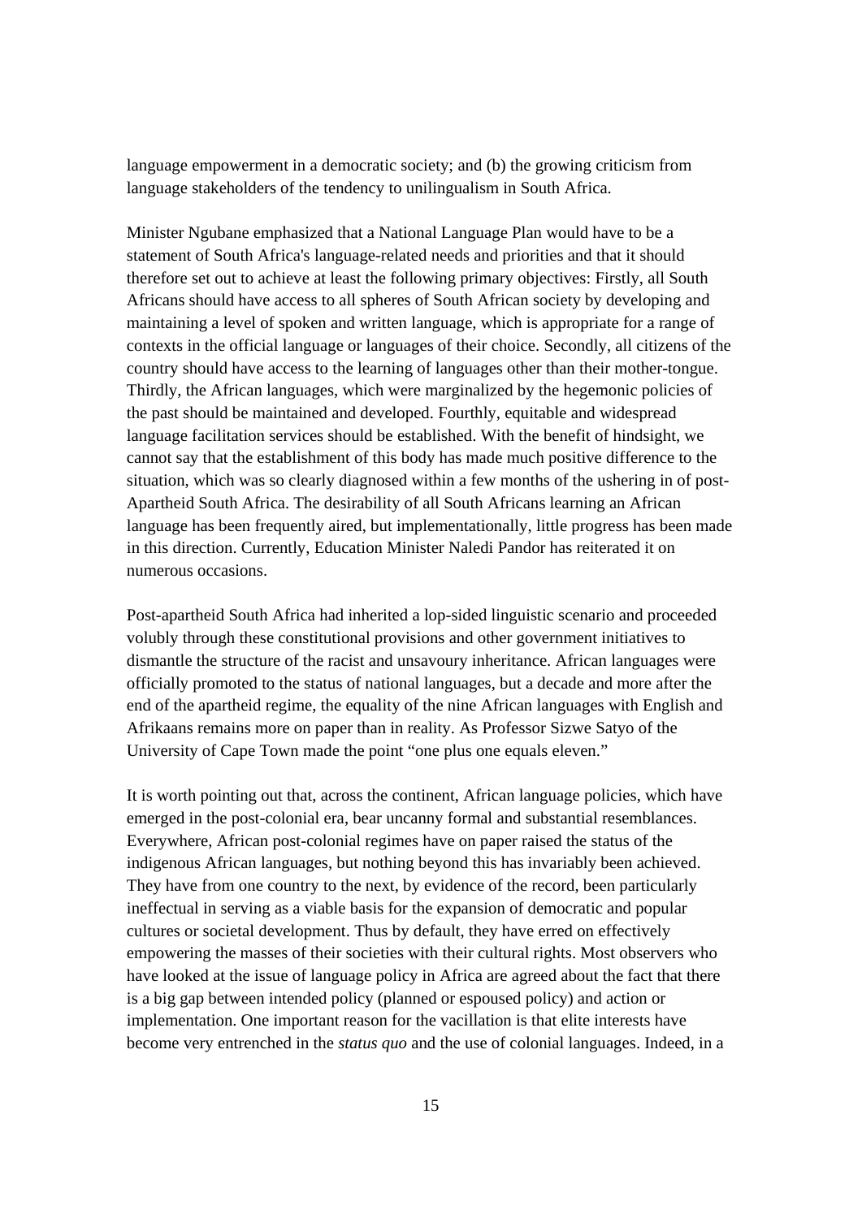language empowerment in a democratic society; and (b) the growing criticism from language stakeholders of the tendency to unilingualism in South Africa.

Minister Ngubane emphasized that a National Language Plan would have to be a statement of South Africa's language-related needs and priorities and that it should therefore set out to achieve at least the following primary objectives: Firstly, all South Africans should have access to all spheres of South African society by developing and maintaining a level of spoken and written language, which is appropriate for a range of contexts in the official language or languages of their choice. Secondly, all citizens of the country should have access to the learning of languages other than their mother-tongue. Thirdly, the African languages, which were marginalized by the hegemonic policies of the past should be maintained and developed. Fourthly, equitable and widespread language facilitation services should be established. With the benefit of hindsight, we cannot say that the establishment of this body has made much positive difference to the situation, which was so clearly diagnosed within a few months of the ushering in of post-Apartheid South Africa. The desirability of all South Africans learning an African language has been frequently aired, but implementationally, little progress has been made in this direction. Currently, Education Minister Naledi Pandor has reiterated it on numerous occasions.

Post-apartheid South Africa had inherited a lop-sided linguistic scenario and proceeded volubly through these constitutional provisions and other government initiatives to dismantle the structure of the racist and unsavoury inheritance. African languages were officially promoted to the status of national languages, but a decade and more after the end of the apartheid regime, the equality of the nine African languages with English and Afrikaans remains more on paper than in reality. As Professor Sizwe Satyo of the University of Cape Town made the point "one plus one equals eleven."

It is worth pointing out that, across the continent, African language policies, which have emerged in the post-colonial era, bear uncanny formal and substantial resemblances. Everywhere, African post-colonial regimes have on paper raised the status of the indigenous African languages, but nothing beyond this has invariably been achieved. They have from one country to the next, by evidence of the record, been particularly ineffectual in serving as a viable basis for the expansion of democratic and popular cultures or societal development. Thus by default, they have erred on effectively empowering the masses of their societies with their cultural rights. Most observers who have looked at the issue of language policy in Africa are agreed about the fact that there is a big gap between intended policy (planned or espoused policy) and action or implementation. One important reason for the vacillation is that elite interests have become very entrenched in the *status quo* and the use of colonial languages. Indeed, in a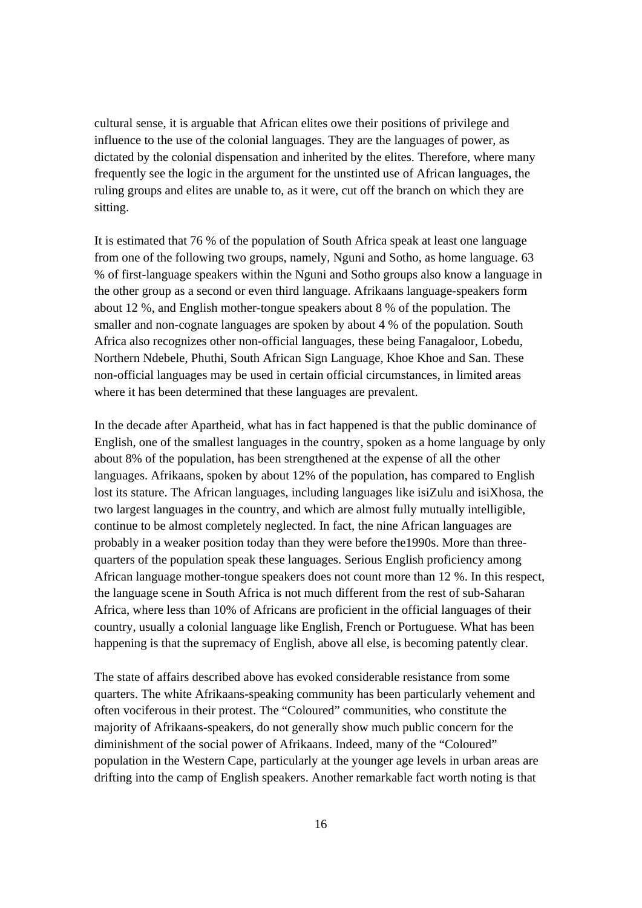cultural sense, it is arguable that African elites owe their positions of privilege and influence to the use of the colonial languages. They are the languages of power, as dictated by the colonial dispensation and inherited by the elites. Therefore, where many frequently see the logic in the argument for the unstinted use of African languages, the ruling groups and elites are unable to, as it were, cut off the branch on which they are sitting.

It is estimated that 76 % of the population of South Africa speak at least one language from one of the following two groups, namely, Nguni and Sotho, as home language. 63 % of first-language speakers within the Nguni and Sotho groups also know a language in the other group as a second or even third language. Afrikaans language-speakers form about 12 %, and English mother-tongue speakers about 8 % of the population. The smaller and non-cognate languages are spoken by about 4 % of the population. South Africa also recognizes other non-official languages, these being Fanagaloor, Lobedu, Northern Ndebele, Phuthi, South African Sign Language, Khoe Khoe and San. These non-official languages may be used in certain official circumstances, in limited areas where it has been determined that these languages are prevalent.

In the decade after Apartheid, what has in fact happened is that the public dominance of English, one of the smallest languages in the country, spoken as a home language by only about 8% of the population, has been strengthened at the expense of all the other languages. Afrikaans, spoken by about 12% of the population, has compared to English lost its stature. The African languages, including languages like isiZulu and isiXhosa, the two largest languages in the country, and which are almost fully mutually intelligible, continue to be almost completely neglected. In fact, the nine African languages are probably in a weaker position today than they were before the1990s. More than three-quarters of the population speak these languages. Serious English proficiency among African language mother-tongue speakers does not count more than 12 %. In this respect, the language scene in South Africa is not much different from the rest of sub-Saharan Africa, where less than 10% of Africans are proficient in the official languages of their country, usually a colonial language like English, French or Portuguese. What has been happening is that the supremacy of English, above all else, is becoming patently clear.

The state of affairs described above has evoked considerable resistance from some quarters. The white Afrikaans-speaking community has been particularly vehement and often vociferous in their protest. The "Coloured" communities, who constitute the majority of Afrikaans-speakers, do not generally show much public concern for the diminishment of the social power of Afrikaans. Indeed, many of the "Coloured" population in the Western Cape, particularly at the younger age levels in urban areas are drifting into the camp of English speakers. Another remarkable fact worth noting is that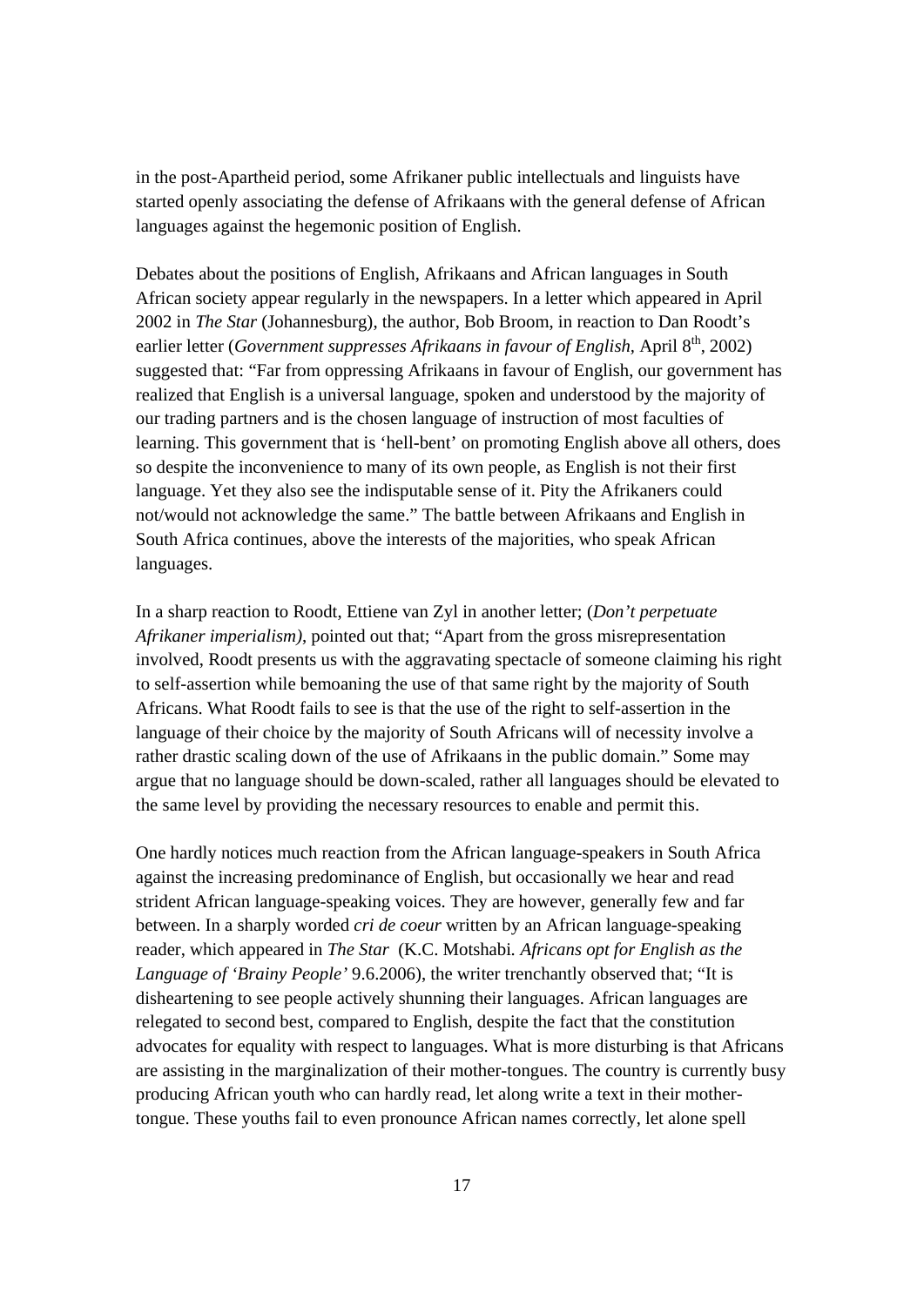in the post-Apartheid period, some Afrikaner public intellectuals and linguists have started openly associating the defense of Afrikaans with the general defense of African languages against the hegemonic position of English.

Debates about the positions of English, Afrikaans and African languages in South African society appear regularly in the newspapers. In a letter which appeared in April 2002 in *The Star* (Johannesburg), the author, Bob Broom, in reaction to Dan Roodt's earlier letter (*Government suppresses Afrikaans in favour of English*, April 8th, 2002) suggested that: "Far from oppressing Afrikaans in favour of English, our government has realized that English is a universal language, spoken and understood by the majority of our trading partners and is the chosen language of instruction of most faculties of learning. This government that is 'hell-bent' on promoting English above all others, does so despite the inconvenience to many of its own people, as English is not their first language. Yet they also see the indisputable sense of it. Pity the Afrikaners could not/would not acknowledge the same." The battle between Afrikaans and English in South Africa continues, above the interests of the majorities, who speak African languages.

In a sharp reaction to Roodt, Ettiene van Zyl in another letter; (*Don't perpetuate Afrikaner imperialism)*, pointed out that; "Apart from the gross misrepresentation involved, Roodt presents us with the aggravating spectacle of someone claiming his right to self-assertion while bemoaning the use of that same right by the majority of South Africans. What Roodt fails to see is that the use of the right to self-assertion in the language of their choice by the majority of South Africans will of necessity involve a rather drastic scaling down of the use of Afrikaans in the public domain." Some may argue that no language should be down-scaled, rather all languages should be elevated to the same level by providing the necessary resources to enable and permit this.

One hardly notices much reaction from the African language-speakers in South Africa against the increasing predominance of English, but occasionally we hear and read strident African language-speaking voices. They are however, generally few and far between. In a sharply worded *cri de coeur* written by an African language-speaking reader, which appeared in *The Star* (K.C. Motshabi. *Africans opt for English as the Language of 'Brainy People'* 9.6.2006), the writer trenchantly observed that; "It is disheartening to see people actively shunning their languages. African languages are relegated to second best, compared to English, despite the fact that the constitution advocates for equality with respect to languages. What is more disturbing is that Africans are assisting in the marginalization of their mother-tongues. The country is currently busy producing African youth who can hardly read, let along write a text in their mother-tongue. These youths fail to even pronounce African names correctly, let alone spell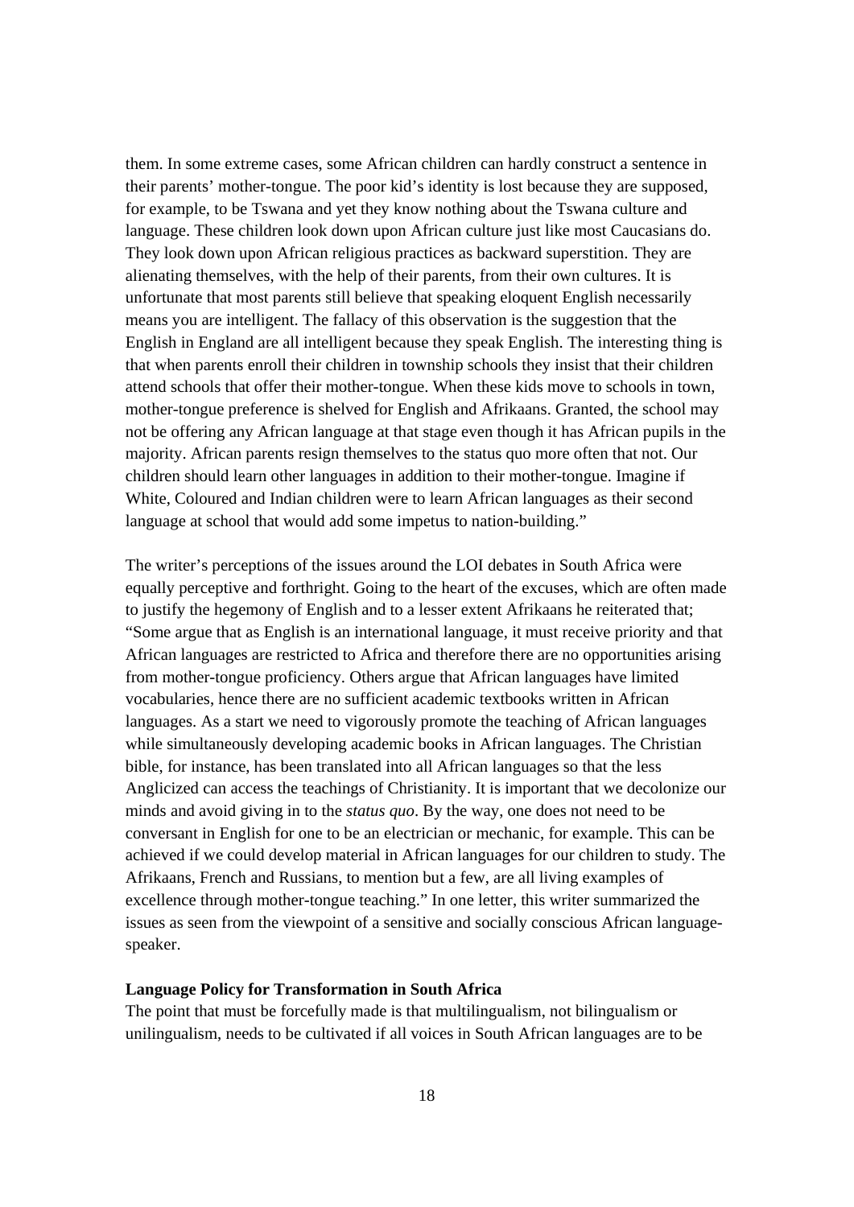them. In some extreme cases, some African children can hardly construct a sentence in their parents' mother-tongue. The poor kid's identity is lost because they are supposed, for example, to be Tswana and yet they know nothing about the Tswana culture and language. These children look down upon African culture just like most Caucasians do. They look down upon African religious practices as backward superstition. They are alienating themselves, with the help of their parents, from their own cultures. It is unfortunate that most parents still believe that speaking eloquent English necessarily means you are intelligent. The fallacy of this observation is the suggestion that the English in England are all intelligent because they speak English. The interesting thing is that when parents enroll their children in township schools they insist that their children attend schools that offer their mother-tongue. When these kids move to schools in town, mother-tongue preference is shelved for English and Afrikaans. Granted, the school may not be offering any African language at that stage even though it has African pupils in the majority. African parents resign themselves to the status quo more often that not. Our children should learn other languages in addition to their mother-tongue. Imagine if White, Coloured and Indian children were to learn African languages as their second language at school that would add some impetus to nation-building."

The writer's perceptions of the issues around the LOI debates in South Africa were equally perceptive and forthright. Going to the heart of the excuses, which are often made to justify the hegemony of English and to a lesser extent Afrikaans he reiterated that; "Some argue that as English is an international language, it must receive priority and that African languages are restricted to Africa and therefore there are no opportunities arising from mother-tongue proficiency. Others argue that African languages have limited vocabularies, hence there are no sufficient academic textbooks written in African languages. As a start we need to vigorously promote the teaching of African languages while simultaneously developing academic books in African languages. The Christian bible, for instance, has been translated into all African languages so that the less Anglicized can access the teachings of Christianity. It is important that we decolonize our minds and avoid giving in to the *status quo*. By the way, one does not need to be conversant in English for one to be an electrician or mechanic, for example. This can be achieved if we could develop material in African languages for our children to study. The Afrikaans, French and Russians, to mention but a few, are all living examples of excellence through mother-tongue teaching." In one letter, this writer summarized the issues as seen from the viewpoint of a sensitive and socially conscious African language-speaker.

**Language Policy for Transformation in South Africa**

The point that must be forcefully made is that multilingualism, not bilingualism or unilingualism, needs to be cultivated if all voices in South African languages are to be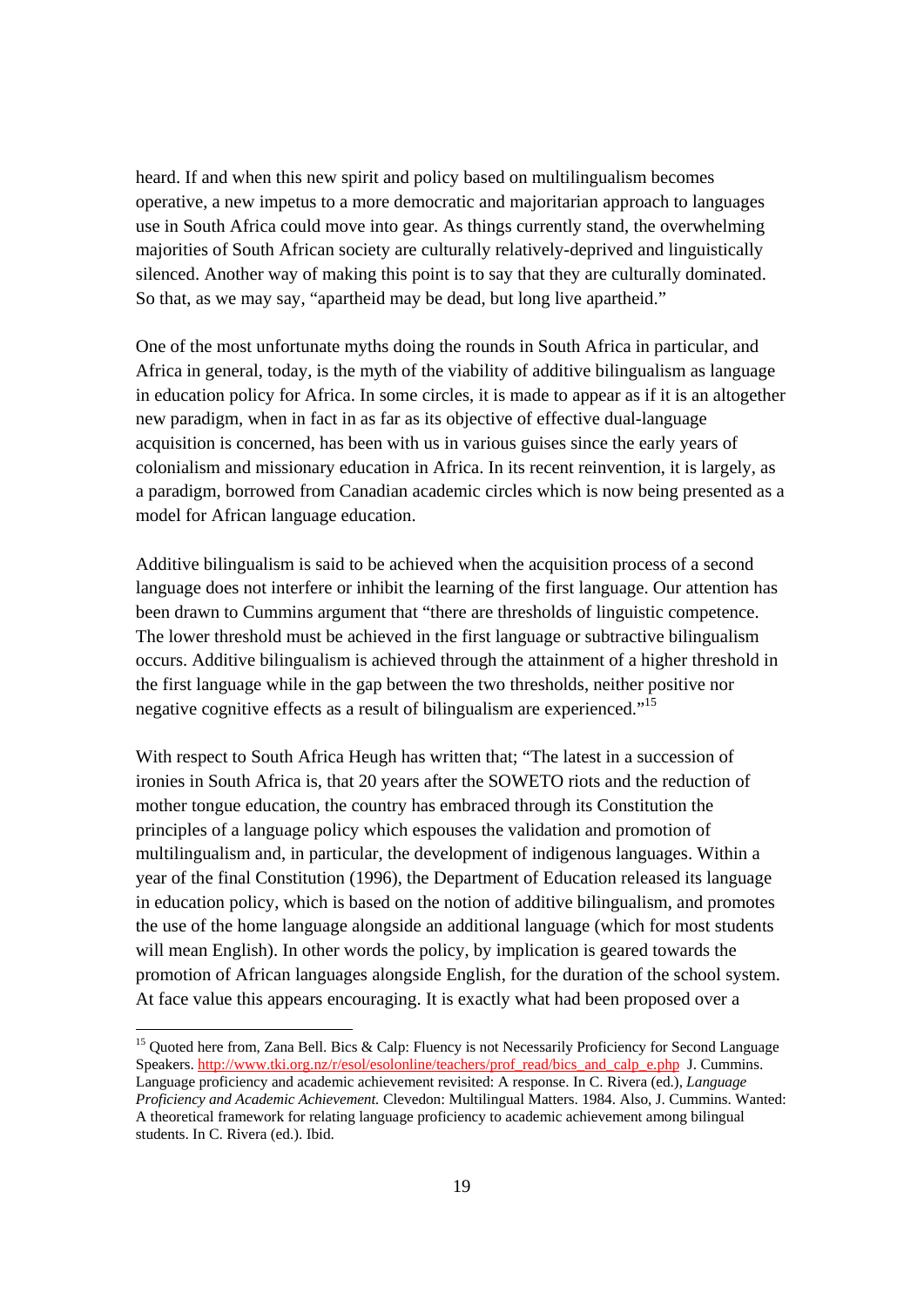heard. If and when this new spirit and policy based on multilingualism becomes operative, a new impetus to a more democratic and majoritarian approach to languages use in South Africa could move into gear. As things currently stand, the overwhelming majorities of South African society are culturally relatively-deprived and linguistically silenced. Another way of making this point is to say that they are culturally dominated. So that, as we may say, "apartheid may be dead, but long live apartheid."

One of the most unfortunate myths doing the rounds in South Africa in particular, and Africa in general, today, is the myth of the viability of additive bilingualism as language in education policy for Africa. In some circles, it is made to appear as if it is an altogether new paradigm, when in fact in as far as its objective of effective dual-language acquisition is concerned, has been with us in various guises since the early years of colonialism and missionary education in Africa. In its recent reinvention, it is largely, as a paradigm, borrowed from Canadian academic circles which is now being presented as a model for African language education.

Additive bilingualism is said to be achieved when the acquisition process of a second language does not interfere or inhibit the learning of the first language. Our attention has been drawn to Cummins argument that "there are thresholds of linguistic competence. The lower threshold must be achieved in the first language or subtractive bilingualism occurs. Additive bilingualism is achieved through the attainment of a higher threshold in the first language while in the gap between the two thresholds, neither positive nor negative cognitive effects as a result of bilingualism are experienced."[15]

With respect to South Africa Heugh has written that; "The latest in a succession of ironies in South Africa is, that 20 years after the SOWETO riots and the reduction of mother tongue education, the country has embraced through its Constitution the principles of a language policy which espouses the validation and promotion of multilingualism and, in particular, the development of indigenous languages. Within a year of the final Constitution (1996), the Department of Education released its language in education policy, which is based on the notion of additive bilingualism, and promotes the use of the home language alongside an additional language (which for most students will mean English). In other words the policy, by implication is geared towards the promotion of African languages alongside English, for the duration of the school system. At face value this appears encouraging. It is exactly what had been proposed over a

---

[15] Quoted here from, Zana Bell. Bics & Calp: Fluency is not Necessarily Proficiency for Second Language Speakers. http://www.tki.org.nz/r/esol/esolonline/teachers/prof_read/bics_and_calp_e.php J. Cummins. Language proficiency and academic achievement revisited: A response. In C. Rivera (ed.), *Language Proficiency and Academic Achievement.* Clevedon: Multilingual Matters. 1984. Also, J. Cummins. Wanted: A theoretical framework for relating language proficiency to academic achievement among bilingual students. In C. Rivera (ed.). Ibid.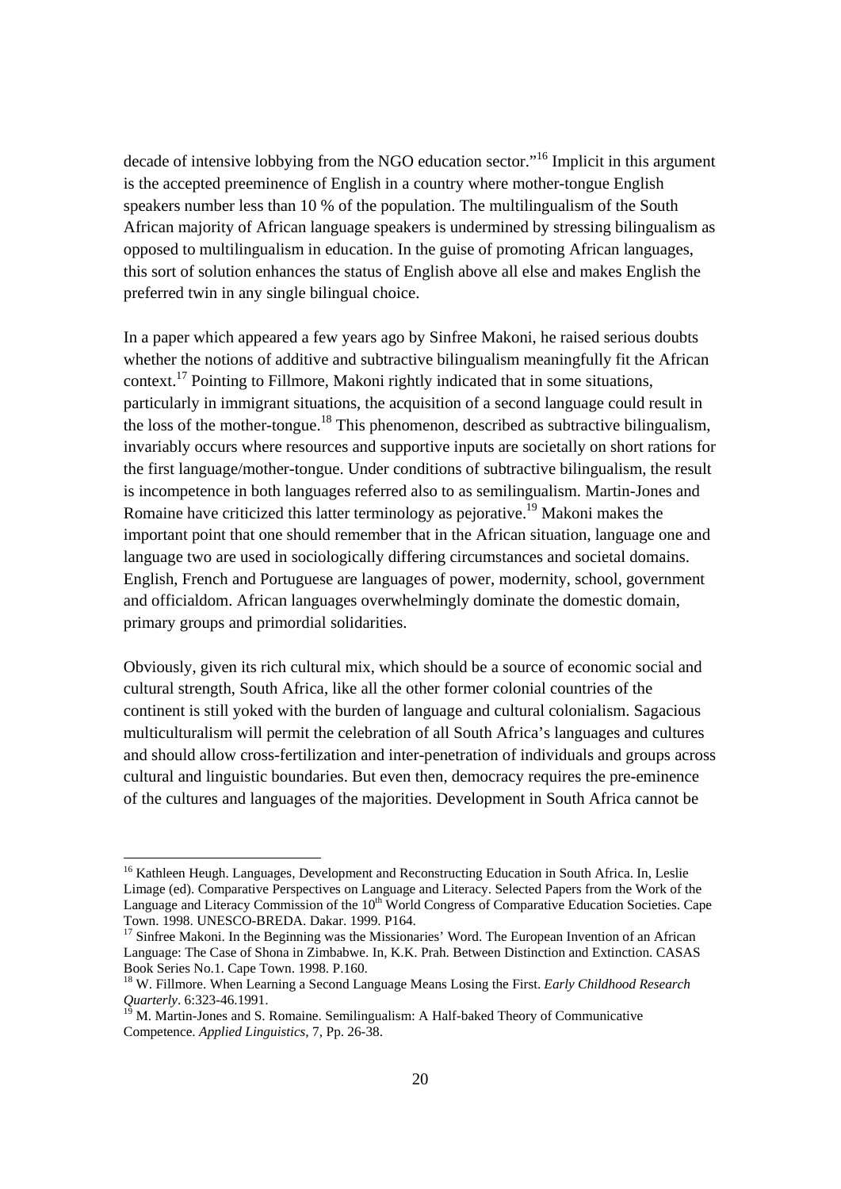decade of intensive lobbying from the NGO education sector."[16] Implicit in this argument is the accepted preeminence of English in a country where mother-tongue English speakers number less than 10 % of the population. The multilingualism of the South African majority of African language speakers is undermined by stressing bilingualism as opposed to multilingualism in education. In the guise of promoting African languages, this sort of solution enhances the status of English above all else and makes English the preferred twin in any single bilingual choice.

In a paper which appeared a few years ago by Sinfree Makoni, he raised serious doubts whether the notions of additive and subtractive bilingualism meaningfully fit the African context.[17] Pointing to Fillmore, Makoni rightly indicated that in some situations, particularly in immigrant situations, the acquisition of a second language could result in the loss of the mother-tongue.[18] This phenomenon, described as subtractive bilingualism, invariably occurs where resources and supportive inputs are societally on short rations for the first language/mother-tongue. Under conditions of subtractive bilingualism, the result is incompetence in both languages referred also to as semilingualism. Martin-Jones and Romaine have criticized this latter terminology as pejorative.[19] Makoni makes the important point that one should remember that in the African situation, language one and language two are used in sociologically differing circumstances and societal domains. English, French and Portuguese are languages of power, modernity, school, government and officialdom. African languages overwhelmingly dominate the domestic domain, primary groups and primordial solidarities.

Obviously, given its rich cultural mix, which should be a source of economic social and cultural strength, South Africa, like all the other former colonial countries of the continent is still yoked with the burden of language and cultural colonialism. Sagacious multiculturalism will permit the celebration of all South Africa's languages and cultures and should allow cross-fertilization and inter-penetration of individuals and groups across cultural and linguistic boundaries. But even then, democracy requires the pre-eminence of the cultures and languages of the majorities. Development in South Africa cannot be

---

[16] Kathleen Heugh. Languages, Development and Reconstructing Education in South Africa. In, Leslie Limage (ed). Comparative Perspectives on Language and Literacy. Selected Papers from the Work of the Language and Literacy Commission of the 10th World Congress of Comparative Education Societies. Cape Town. 1998. UNESCO-BREDA. Dakar. 1999. P164.

[17] Sinfree Makoni. In the Beginning was the Missionaries' Word. The European Invention of an African Language: The Case of Shona in Zimbabwe. In, K.K. Prah. Between Distinction and Extinction. CASAS Book Series No.1. Cape Town. 1998. P.160.

[18] W. Fillmore. When Learning a Second Language Means Losing the First. *Early Childhood Research Quarterly*. 6:323-46.1991.

[19] M. Martin-Jones and S. Romaine. Semilingualism: A Half-baked Theory of Communicative Competence. *Applied Linguistics*, 7, Pp. 26-38.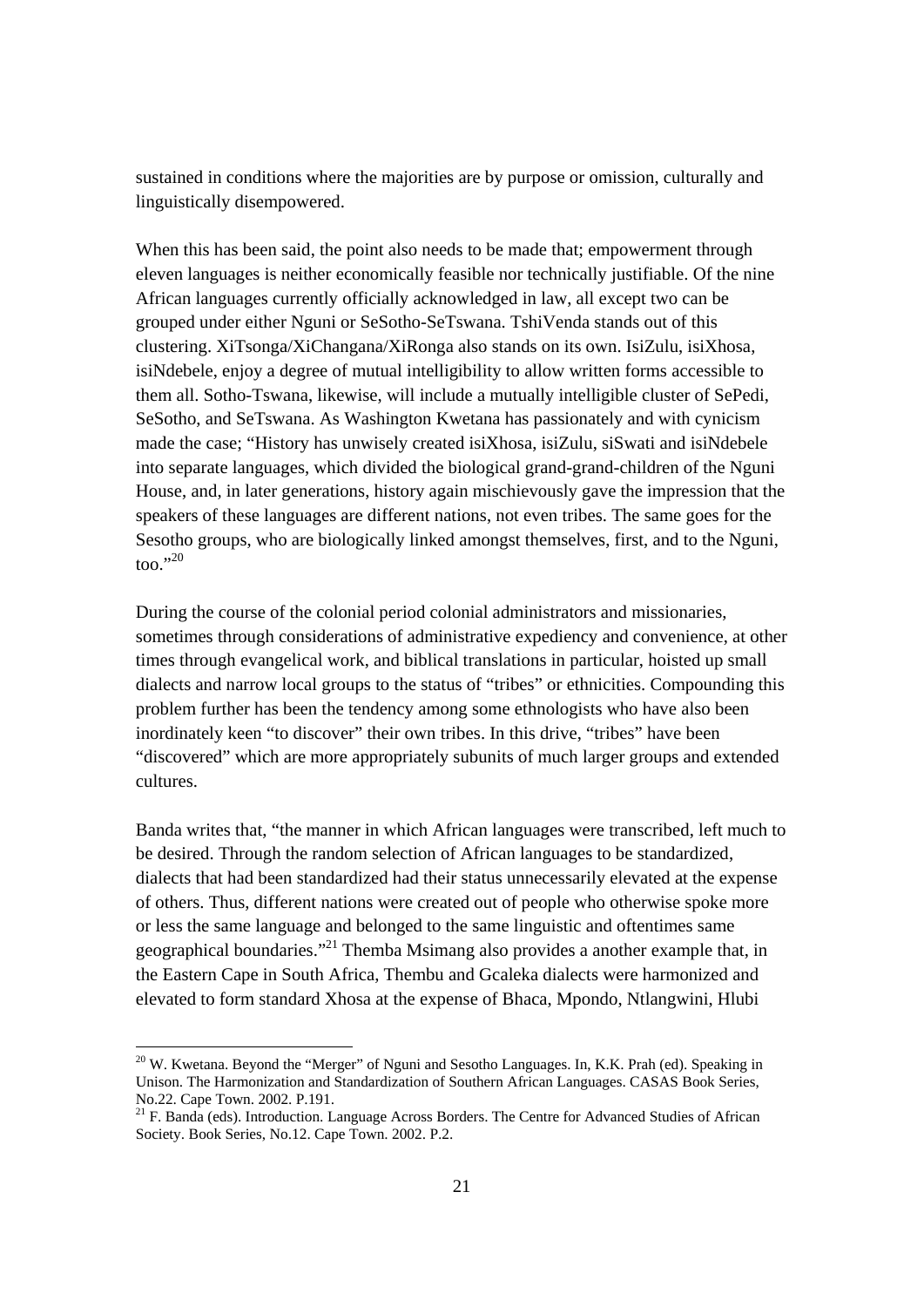sustained in conditions where the majorities are by purpose or omission, culturally and linguistically disempowered.

When this has been said, the point also needs to be made that; empowerment through eleven languages is neither economically feasible nor technically justifiable. Of the nine African languages currently officially acknowledged in law, all except two can be grouped under either Nguni or SeSotho-SeTswana. TshiVenda stands out of this clustering. XiTsonga/XiChangana/XiRonga also stands on its own. IsiZulu, isiXhosa, isiNdebele, enjoy a degree of mutual intelligibility to allow written forms accessible to them all. Sotho-Tswana, likewise, will include a mutually intelligible cluster of SePedi, SeSotho, and SeTswana. As Washington Kwetana has passionately and with cynicism made the case; "History has unwisely created isiXhosa, isiZulu, siSwati and isiNdebele into separate languages, which divided the biological grand-grand-children of the Nguni House, and, in later generations, history again mischievously gave the impression that the speakers of these languages are different nations, not even tribes. The same goes for the Sesotho groups, who are biologically linked amongst themselves, first, and to the Nguni, too."[20]

During the course of the colonial period colonial administrators and missionaries, sometimes through considerations of administrative expediency and convenience, at other times through evangelical work, and biblical translations in particular, hoisted up small dialects and narrow local groups to the status of "tribes" or ethnicities. Compounding this problem further has been the tendency among some ethnologists who have also been inordinately keen "to discover" their own tribes. In this drive, "tribes" have been "discovered" which are more appropriately subunits of much larger groups and extended cultures.

Banda writes that, "the manner in which African languages were transcribed, left much to be desired. Through the random selection of African languages to be standardized, dialects that had been standardized had their status unnecessarily elevated at the expense of others. Thus, different nations were created out of people who otherwise spoke more or less the same language and belonged to the same linguistic and oftentimes same geographical boundaries."[21] Themba Msimang also provides a another example that, in the Eastern Cape in South Africa, Thembu and Gcaleka dialects were harmonized and elevated to form standard Xhosa at the expense of Bhaca, Mpondo, Ntlangwini, Hlubi

---

[20] W. Kwetana. Beyond the "Merger" of Nguni and Sesotho Languages. In, K.K. Prah (ed). Speaking in Unison. The Harmonization and Standardization of Southern African Languages. CASAS Book Series, No.22. Cape Town. 2002. P.191.

[21] F. Banda (eds). Introduction. Language Across Borders. The Centre for Advanced Studies of African Society. Book Series, No.12. Cape Town. 2002. P.2.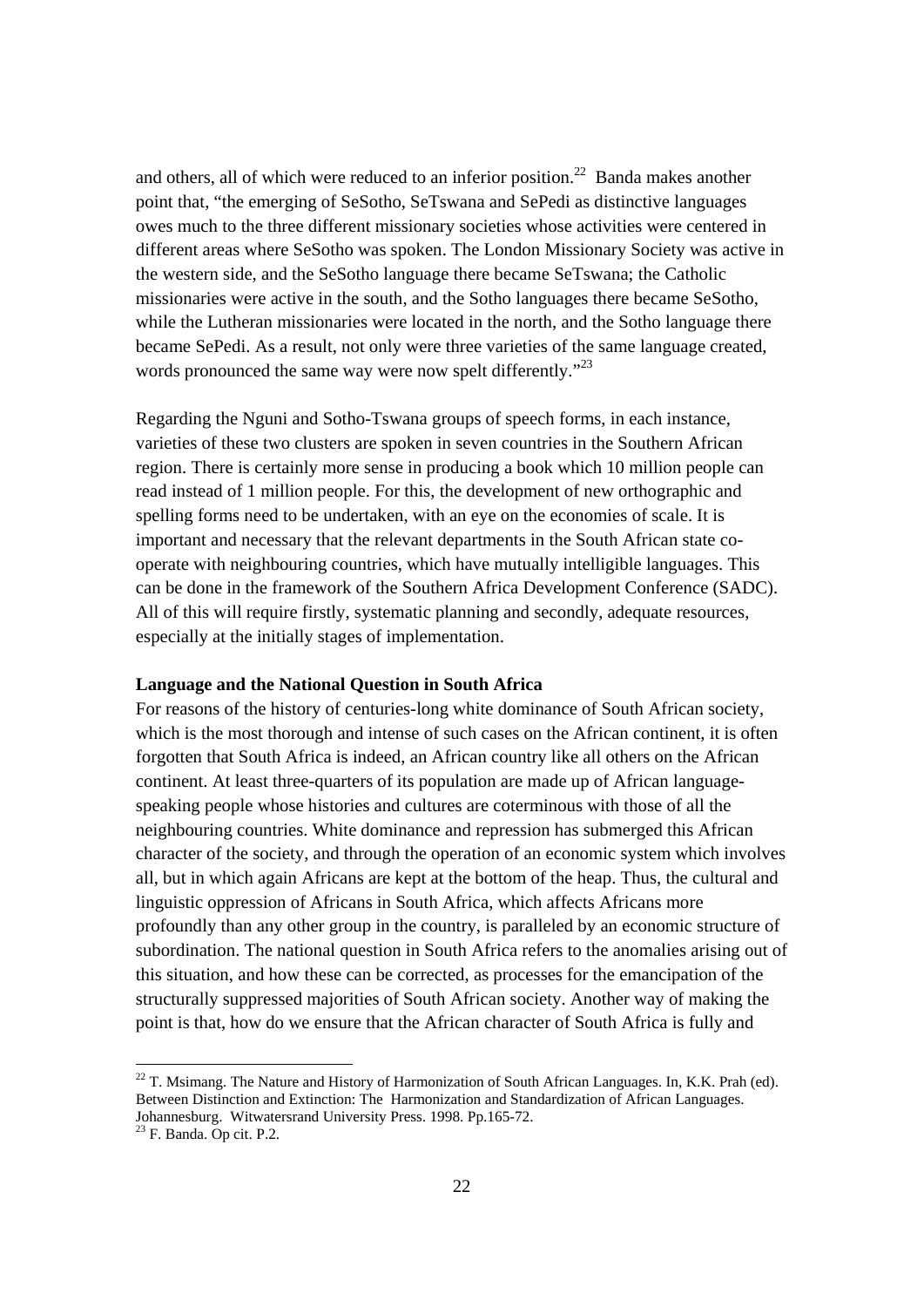and others, all of which were reduced to an inferior position.[22] Banda makes another point that, "the emerging of SeSotho, SeTswana and SePedi as distinctive languages owes much to the three different missionary societies whose activities were centered in different areas where SeSotho was spoken. The London Missionary Society was active in the western side, and the SeSotho language there became SeTswana; the Catholic missionaries were active in the south, and the Sotho languages there became SeSotho, while the Lutheran missionaries were located in the north, and the Sotho language there became SePedi. As a result, not only were three varieties of the same language created, words pronounced the same way were now spelt differently."[23]

Regarding the Nguni and Sotho-Tswana groups of speech forms, in each instance, varieties of these two clusters are spoken in seven countries in the Southern African region. There is certainly more sense in producing a book which 10 million people can read instead of 1 million people. For this, the development of new orthographic and spelling forms need to be undertaken, with an eye on the economies of scale. It is important and necessary that the relevant departments in the South African state co-operate with neighbouring countries, which have mutually intelligible languages. This can be done in the framework of the Southern Africa Development Conference (SADC). All of this will require firstly, systematic planning and secondly, adequate resources, especially at the initially stages of implementation.

**Language and the National Question in South Africa**

For reasons of the history of centuries-long white dominance of South African society, which is the most thorough and intense of such cases on the African continent, it is often forgotten that South Africa is indeed, an African country like all others on the African continent. At least three-quarters of its population are made up of African language-speaking people whose histories and cultures are coterminous with those of all the neighbouring countries. White dominance and repression has submerged this African character of the society, and through the operation of an economic system which involves all, but in which again Africans are kept at the bottom of the heap. Thus, the cultural and linguistic oppression of Africans in South Africa, which affects Africans more profoundly than any other group in the country, is paralleled by an economic structure of subordination. The national question in South Africa refers to the anomalies arising out of this situation, and how these can be corrected, as processes for the emancipation of the structurally suppressed majorities of South African society. Another way of making the point is that, how do we ensure that the African character of South Africa is fully and

---

[22] T. Msimang. The Nature and History of Harmonization of South African Languages. In, K.K. Prah (ed). Between Distinction and Extinction: The Harmonization and Standardization of African Languages. Johannesburg. Witwatersrand University Press. 1998. Pp.165-72.

[23] F. Banda. Op cit. P.2.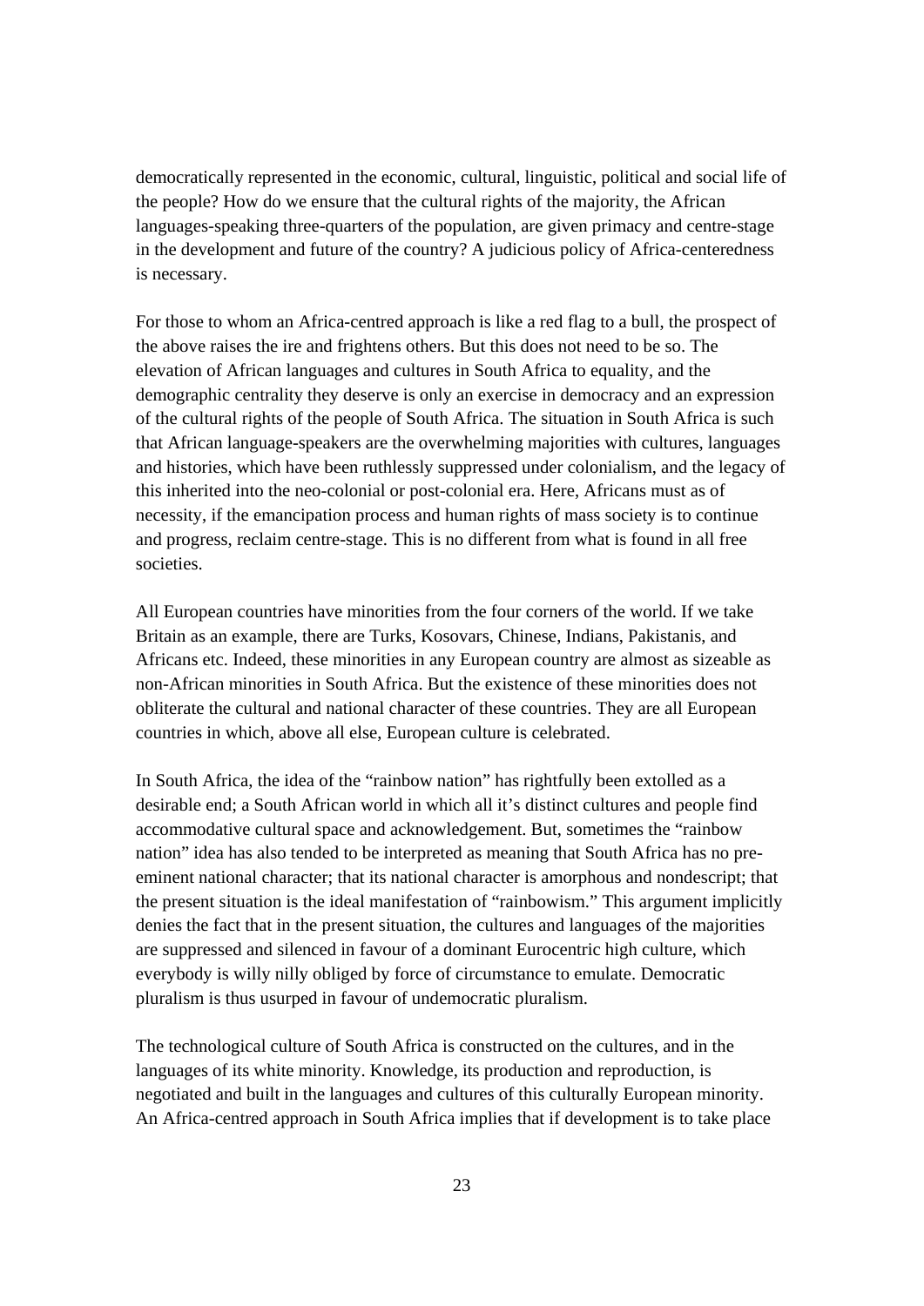democratically represented in the economic, cultural, linguistic, political and social life of the people? How do we ensure that the cultural rights of the majority, the African languages-speaking three-quarters of the population, are given primacy and centre-stage in the development and future of the country? A judicious policy of Africa-centeredness is necessary.

For those to whom an Africa-centred approach is like a red flag to a bull, the prospect of the above raises the ire and frightens others. But this does not need to be so. The elevation of African languages and cultures in South Africa to equality, and the demographic centrality they deserve is only an exercise in democracy and an expression of the cultural rights of the people of South Africa. The situation in South Africa is such that African language-speakers are the overwhelming majorities with cultures, languages and histories, which have been ruthlessly suppressed under colonialism, and the legacy of this inherited into the neo-colonial or post-colonial era. Here, Africans must as of necessity, if the emancipation process and human rights of mass society is to continue and progress, reclaim centre-stage. This is no different from what is found in all free societies.

All European countries have minorities from the four corners of the world. If we take Britain as an example, there are Turks, Kosovars, Chinese, Indians, Pakistanis, and Africans etc. Indeed, these minorities in any European country are almost as sizeable as non-African minorities in South Africa. But the existence of these minorities does not obliterate the cultural and national character of these countries. They are all European countries in which, above all else, European culture is celebrated.

In South Africa, the idea of the "rainbow nation" has rightfully been extolled as a desirable end; a South African world in which all it's distinct cultures and people find accommodative cultural space and acknowledgement. But, sometimes the "rainbow nation" idea has also tended to be interpreted as meaning that South Africa has no pre-eminent national character; that its national character is amorphous and nondescript; that the present situation is the ideal manifestation of "rainbowism." This argument implicitly denies the fact that in the present situation, the cultures and languages of the majorities are suppressed and silenced in favour of a dominant Eurocentric high culture, which everybody is willy nilly obliged by force of circumstance to emulate. Democratic pluralism is thus usurped in favour of undemocratic pluralism.

The technological culture of South Africa is constructed on the cultures, and in the languages of its white minority. Knowledge, its production and reproduction, is negotiated and built in the languages and cultures of this culturally European minority. An Africa-centred approach in South Africa implies that if development is to take place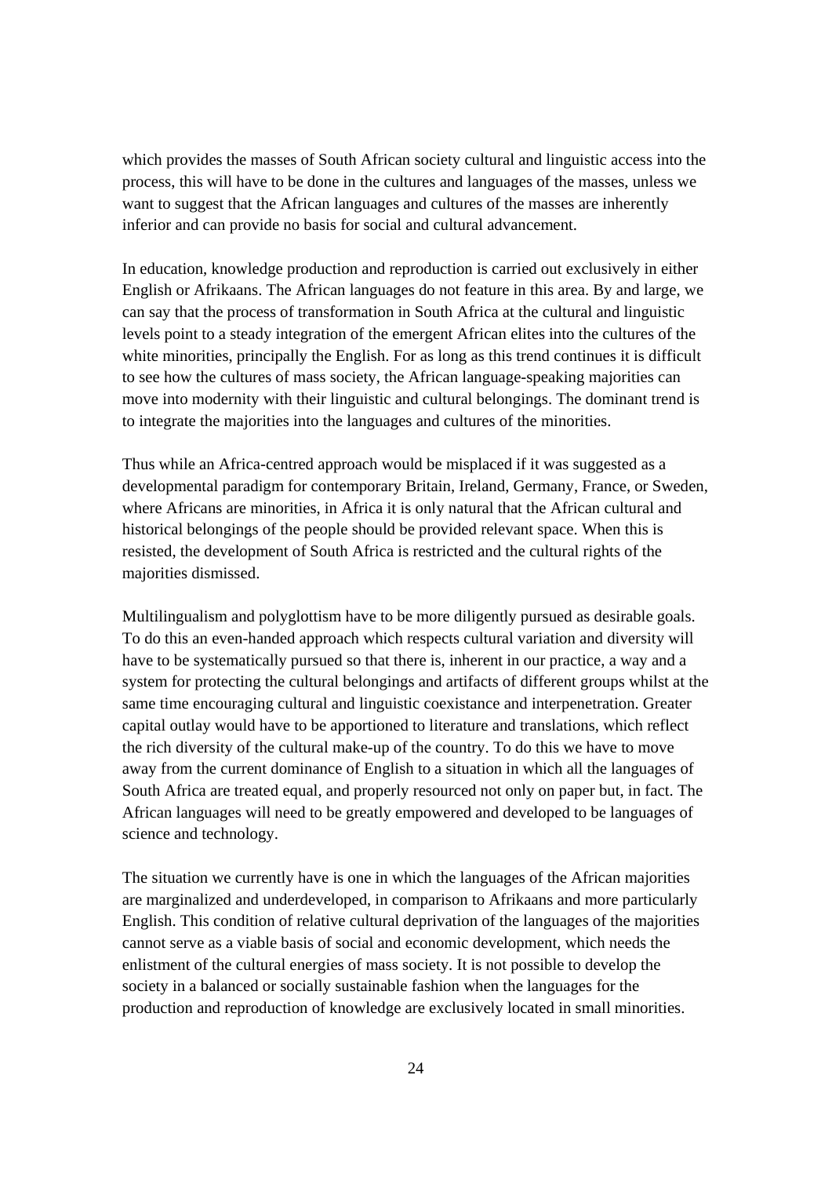which provides the masses of South African society cultural and linguistic access into the process, this will have to be done in the cultures and languages of the masses, unless we want to suggest that the African languages and cultures of the masses are inherently inferior and can provide no basis for social and cultural advancement.

In education, knowledge production and reproduction is carried out exclusively in either English or Afrikaans. The African languages do not feature in this area. By and large, we can say that the process of transformation in South Africa at the cultural and linguistic levels point to a steady integration of the emergent African elites into the cultures of the white minorities, principally the English. For as long as this trend continues it is difficult to see how the cultures of mass society, the African language-speaking majorities can move into modernity with their linguistic and cultural belongings. The dominant trend is to integrate the majorities into the languages and cultures of the minorities.

Thus while an Africa-centred approach would be misplaced if it was suggested as a developmental paradigm for contemporary Britain, Ireland, Germany, France, or Sweden, where Africans are minorities, in Africa it is only natural that the African cultural and historical belongings of the people should be provided relevant space. When this is resisted, the development of South Africa is restricted and the cultural rights of the majorities dismissed.

Multilingualism and polyglottism have to be more diligently pursued as desirable goals. To do this an even-handed approach which respects cultural variation and diversity will have to be systematically pursued so that there is, inherent in our practice, a way and a system for protecting the cultural belongings and artifacts of different groups whilst at the same time encouraging cultural and linguistic coexistance and interpenetration. Greater capital outlay would have to be apportioned to literature and translations, which reflect the rich diversity of the cultural make-up of the country. To do this we have to move away from the current dominance of English to a situation in which all the languages of South Africa are treated equal, and properly resourced not only on paper but, in fact. The African languages will need to be greatly empowered and developed to be languages of science and technology.

The situation we currently have is one in which the languages of the African majorities are marginalized and underdeveloped, in comparison to Afrikaans and more particularly English. This condition of relative cultural deprivation of the languages of the majorities cannot serve as a viable basis of social and economic development, which needs the enlistment of the cultural energies of mass society. It is not possible to develop the society in a balanced or socially sustainable fashion when the languages for the production and reproduction of knowledge are exclusively located in small minorities.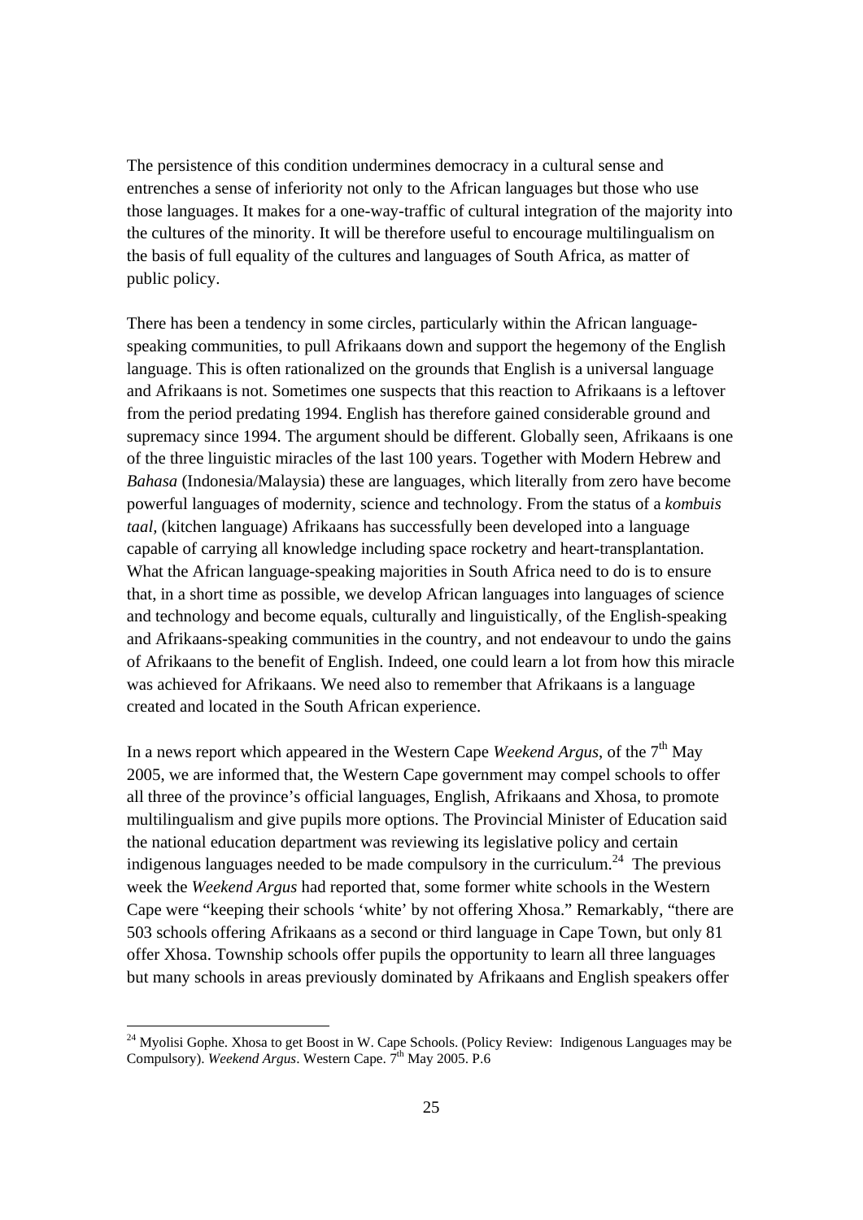The persistence of this condition undermines democracy in a cultural sense and entrenches a sense of inferiority not only to the African languages but those who use those languages. It makes for a one-way-traffic of cultural integration of the majority into the cultures of the minority. It will be therefore useful to encourage multilingualism on the basis of full equality of the cultures and languages of South Africa, as matter of public policy.

There has been a tendency in some circles, particularly within the African language-speaking communities, to pull Afrikaans down and support the hegemony of the English language. This is often rationalized on the grounds that English is a universal language and Afrikaans is not. Sometimes one suspects that this reaction to Afrikaans is a leftover from the period predating 1994. English has therefore gained considerable ground and supremacy since 1994. The argument should be different. Globally seen, Afrikaans is one of the three linguistic miracles of the last 100 years. Together with Modern Hebrew and *Bahasa* (Indonesia/Malaysia) these are languages, which literally from zero have become powerful languages of modernity, science and technology. From the status of a *kombuis taal,* (kitchen language) Afrikaans has successfully been developed into a language capable of carrying all knowledge including space rocketry and heart-transplantation. What the African language-speaking majorities in South Africa need to do is to ensure that, in a short time as possible, we develop African languages into languages of science and technology and become equals, culturally and linguistically, of the English-speaking and Afrikaans-speaking communities in the country, and not endeavour to undo the gains of Afrikaans to the benefit of English. Indeed, one could learn a lot from how this miracle was achieved for Afrikaans. We need also to remember that Afrikaans is a language created and located in the South African experience.

In a news report which appeared in the Western Cape *Weekend Argus*, of the 7th May 2005, we are informed that, the Western Cape government may compel schools to offer all three of the province's official languages, English, Afrikaans and Xhosa, to promote multilingualism and give pupils more options. The Provincial Minister of Education said the national education department was reviewing its legislative policy and certain indigenous languages needed to be made compulsory in the curriculum.[24] The previous week the *Weekend Argus* had reported that, some former white schools in the Western Cape were "keeping their schools 'white' by not offering Xhosa." Remarkably, "there are 503 schools offering Afrikaans as a second or third language in Cape Town, but only 81 offer Xhosa. Township schools offer pupils the opportunity to learn all three languages but many schools in areas previously dominated by Afrikaans and English speakers offer

---

[24] Myolisi Gophe. Xhosa to get Boost in W. Cape Schools. (Policy Review: Indigenous Languages may be Compulsory). *Weekend Argus*. Western Cape. 7th May 2005. P.6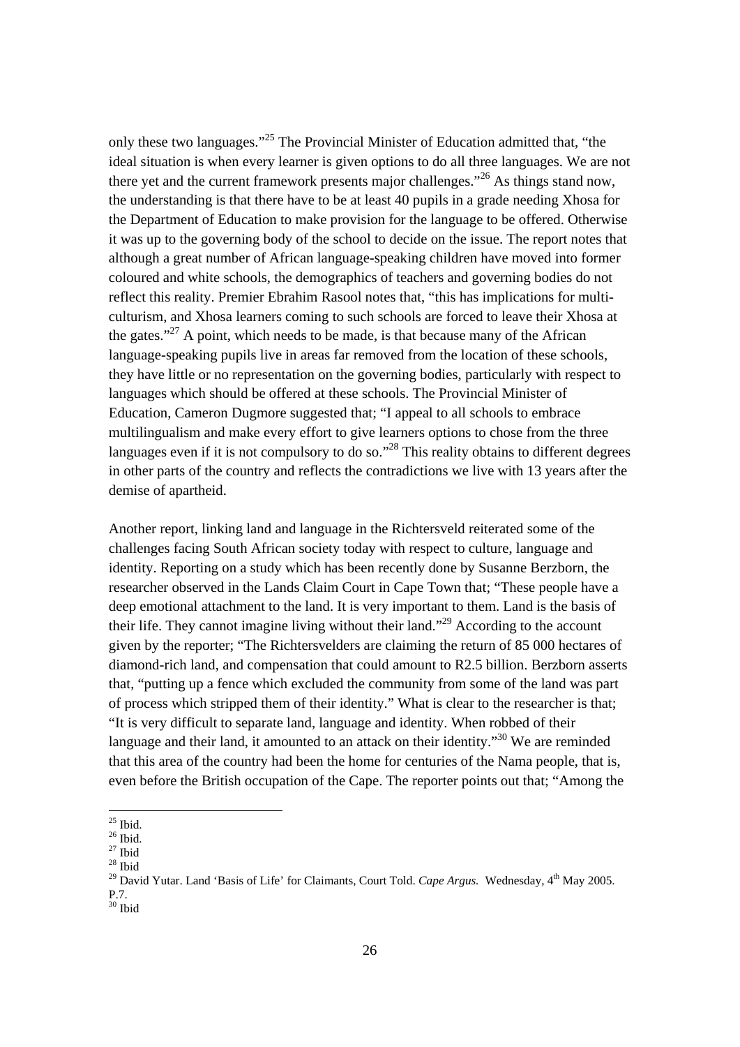only these two languages."[25] The Provincial Minister of Education admitted that, "the ideal situation is when every learner is given options to do all three languages. We are not there yet and the current framework presents major challenges."[26] As things stand now, the understanding is that there have to be at least 40 pupils in a grade needing Xhosa for the Department of Education to make provision for the language to be offered. Otherwise it was up to the governing body of the school to decide on the issue. The report notes that although a great number of African language-speaking children have moved into former coloured and white schools, the demographics of teachers and governing bodies do not reflect this reality. Premier Ebrahim Rasool notes that, "this has implications for multi-culturism, and Xhosa learners coming to such schools are forced to leave their Xhosa at the gates."[27] A point, which needs to be made, is that because many of the African language-speaking pupils live in areas far removed from the location of these schools, they have little or no representation on the governing bodies, particularly with respect to languages which should be offered at these schools. The Provincial Minister of Education, Cameron Dugmore suggested that; "I appeal to all schools to embrace multilingualism and make every effort to give learners options to chose from the three languages even if it is not compulsory to do so."[28] This reality obtains to different degrees in other parts of the country and reflects the contradictions we live with 13 years after the demise of apartheid.

Another report, linking land and language in the Richtersveld reiterated some of the challenges facing South African society today with respect to culture, language and identity. Reporting on a study which has been recently done by Susanne Berzborn, the researcher observed in the Lands Claim Court in Cape Town that; "These people have a deep emotional attachment to the land. It is very important to them. Land is the basis of their life. They cannot imagine living without their land."[29] According to the account given by the reporter; "The Richtersvelders are claiming the return of 85 000 hectares of diamond-rich land, and compensation that could amount to R2.5 billion. Berzborn asserts that, "putting up a fence which excluded the community from some of the land was part of process which stripped them of their identity." What is clear to the researcher is that; "It is very difficult to separate land, language and identity. When robbed of their language and their land, it amounted to an attack on their identity."[30] We are reminded that this area of the country had been the home for centuries of the Nama people, that is, even before the British occupation of the Cape. The reporter points out that; "Among the

---

[25] Ibid.
[26] Ibid.
[27] Ibid
[28] Ibid
[29] David Yutar. Land 'Basis of Life' for Claimants, Court Told. *Cape Argus.* Wednesday, 4th May 2005. P.7.
[30] Ibid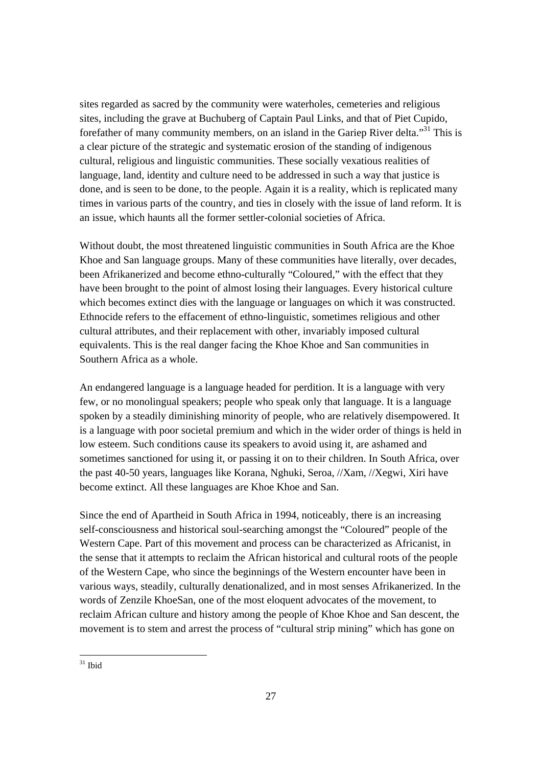sites regarded as sacred by the community were waterholes, cemeteries and religious sites, including the grave at Buchuberg of Captain Paul Links, and that of Piet Cupido, forefather of many community members, on an island in the Gariep River delta."[31] This is a clear picture of the strategic and systematic erosion of the standing of indigenous cultural, religious and linguistic communities. These socially vexatious realities of language, land, identity and culture need to be addressed in such a way that justice is done, and is seen to be done, to the people. Again it is a reality, which is replicated many times in various parts of the country, and ties in closely with the issue of land reform. It is an issue, which haunts all the former settler-colonial societies of Africa.

Without doubt, the most threatened linguistic communities in South Africa are the Khoe Khoe and San language groups. Many of these communities have literally, over decades, been Afrikanerized and become ethno-culturally "Coloured," with the effect that they have been brought to the point of almost losing their languages. Every historical culture which becomes extinct dies with the language or languages on which it was constructed. Ethnocide refers to the effacement of ethno-linguistic, sometimes religious and other cultural attributes, and their replacement with other, invariably imposed cultural equivalents. This is the real danger facing the Khoe Khoe and San communities in Southern Africa as a whole.

An endangered language is a language headed for perdition. It is a language with very few, or no monolingual speakers; people who speak only that language. It is a language spoken by a steadily diminishing minority of people, who are relatively disempowered. It is a language with poor societal premium and which in the wider order of things is held in low esteem. Such conditions cause its speakers to avoid using it, are ashamed and sometimes sanctioned for using it, or passing it on to their children. In South Africa, over the past 40-50 years, languages like Korana, Nghuki, Seroa, //Xam, //Xegwi, Xiri have become extinct. All these languages are Khoe Khoe and San.

Since the end of Apartheid in South Africa in 1994, noticeably, there is an increasing self-consciousness and historical soul-searching amongst the "Coloured" people of the Western Cape. Part of this movement and process can be characterized as Africanist, in the sense that it attempts to reclaim the African historical and cultural roots of the people of the Western Cape, who since the beginnings of the Western encounter have been in various ways, steadily, culturally denationalized, and in most senses Afrikanerized. In the words of Zenzile KhoeSan, one of the most eloquent advocates of the movement, to reclaim African culture and history among the people of Khoe Khoe and San descent, the movement is to stem and arrest the process of "cultural strip mining" which has gone on

[31] Ibid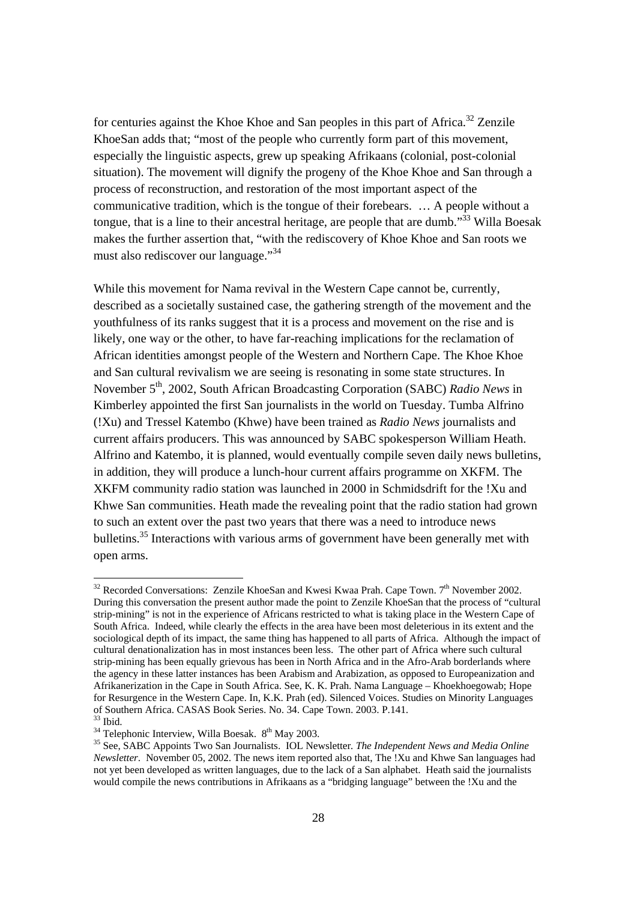for centuries against the Khoe Khoe and San peoples in this part of Africa.[32] Zenzile KhoeSan adds that; "most of the people who currently form part of this movement, especially the linguistic aspects, grew up speaking Afrikaans (colonial, post-colonial situation). The movement will dignify the progeny of the Khoe Khoe and San through a process of reconstruction, and restoration of the most important aspect of the communicative tradition, which is the tongue of their forebears. … A people without a tongue, that is a line to their ancestral heritage, are people that are dumb."[33] Willa Boesak makes the further assertion that, "with the rediscovery of Khoe Khoe and San roots we must also rediscover our language."[34]

While this movement for Nama revival in the Western Cape cannot be, currently, described as a societally sustained case, the gathering strength of the movement and the youthfulness of its ranks suggest that it is a process and movement on the rise and is likely, one way or the other, to have far-reaching implications for the reclamation of African identities amongst people of the Western and Northern Cape. The Khoe Khoe and San cultural revivalism we are seeing is resonating in some state structures. In November 5th, 2002, South African Broadcasting Corporation (SABC) *Radio News* in Kimberley appointed the first San journalists in the world on Tuesday. Tumba Alfrino (!Xu) and Tressel Katembo (Khwe) have been trained as *Radio News* journalists and current affairs producers. This was announced by SABC spokesperson William Heath. Alfrino and Katembo, it is planned, would eventually compile seven daily news bulletins, in addition, they will produce a lunch-hour current affairs programme on XKFM. The XKFM community radio station was launched in 2000 in Schmidsdrift for the !Xu and Khwe San communities. Heath made the revealing point that the radio station had grown to such an extent over the past two years that there was a need to introduce news bulletins.[35] Interactions with various arms of government have been generally met with open arms.

---

[32] Recorded Conversations: Zenzile KhoeSan and Kwesi Kwaa Prah. Cape Town. 7th November 2002. During this conversation the present author made the point to Zenzile KhoeSan that the process of "cultural strip-mining" is not in the experience of Africans restricted to what is taking place in the Western Cape of South Africa. Indeed, while clearly the effects in the area have been most deleterious in its extent and the sociological depth of its impact, the same thing has happened to all parts of Africa. Although the impact of cultural denationalization has in most instances been less. The other part of Africa where such cultural strip-mining has been equally grievous has been in North Africa and in the Afro-Arab borderlands where the agency in these latter instances has been Arabism and Arabization, as opposed to Europeanization and Afrikanerization in the Cape in South Africa. See, K. K. Prah. Nama Language – Khoekhoegowab; Hope for Resurgence in the Western Cape. In, K.K. Prah (ed). Silenced Voices. Studies on Minority Languages of Southern Africa. CASAS Book Series. No. 34. Cape Town. 2003. P.141.

[33] Ibid.

[34] Telephonic Interview, Willa Boesak. 8th May 2003.

[35] See, SABC Appoints Two San Journalists. IOL Newsletter. *The Independent News and Media Online Newsletter*. November 05, 2002. The news item reported also that, The !Xu and Khwe San languages had not yet been developed as written languages, due to the lack of a San alphabet. Heath said the journalists would compile the news contributions in Afrikaans as a "bridging language" between the !Xu and the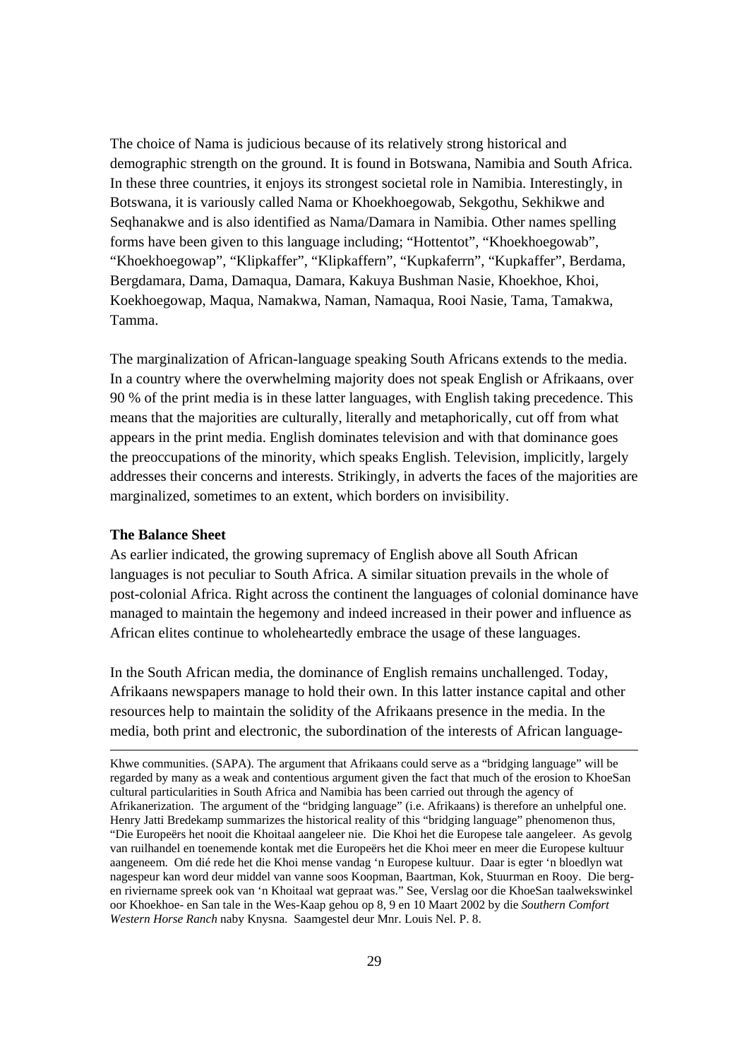The choice of Nama is judicious because of its relatively strong historical and demographic strength on the ground. It is found in Botswana, Namibia and South Africa. In these three countries, it enjoys its strongest societal role in Namibia. Interestingly, in Botswana, it is variously called Nama or Khoekhoegowab, Sekgothu, Sekhikwe and Seqhanakwe and is also identified as Nama/Damara in Namibia. Other names spelling forms have been given to this language including; "Hottentot", "Khoekhoegowab", "Khoekhoegowap", "Klipkaffer", "Klipkaffern", "Kupkaferrn", "Kupkaffer", Berdama, Bergdamara, Dama, Damaqua, Damara, Kakuya Bushman Nasie, Khoekhoe, Khoi, Koekhoegowap, Maqua, Namakwa, Naman, Namaqua, Rooi Nasie, Tama, Tamakwa, Tamma.

The marginalization of African-language speaking South Africans extends to the media. In a country where the overwhelming majority does not speak English or Afrikaans, over 90 % of the print media is in these latter languages, with English taking precedence. This means that the majorities are culturally, literally and metaphorically, cut off from what appears in the print media. English dominates television and with that dominance goes the preoccupations of the minority, which speaks English. Television, implicitly, largely addresses their concerns and interests. Strikingly, in adverts the faces of the majorities are marginalized, sometimes to an extent, which borders on invisibility.

**The Balance Sheet**

As earlier indicated, the growing supremacy of English above all South African languages is not peculiar to South Africa. A similar situation prevails in the whole of post-colonial Africa. Right across the continent the languages of colonial dominance have managed to maintain the hegemony and indeed increased in their power and influence as African elites continue to wholeheartedly embrace the usage of these languages.

In the South African media, the dominance of English remains unchallenged. Today, Afrikaans newspapers manage to hold their own. In this latter instance capital and other resources help to maintain the solidity of the Afrikaans presence in the media. In the media, both print and electronic, the subordination of the interests of African language-

---

Khwe communities. (SAPA). The argument that Afrikaans could serve as a "bridging language" will be regarded by many as a weak and contentious argument given the fact that much of the erosion to KhoeSan cultural particularities in South Africa and Namibia has been carried out through the agency of Afrikanerization. The argument of the "bridging language" (i.e. Afrikaans) is therefore an unhelpful one. Henry Jatti Bredekamp summarizes the historical reality of this "bridging language" phenomenon thus, "Die Europeërs het nooit die Khoitaal aangeleer nie. Die Khoi het die Europese tale aangeleer. As gevolg van ruilhandel en toenemende kontak met die Europeërs het die Khoi meer en meer die Europese kultuur aangeneem. Om dié rede het die Khoi mense vandag 'n Europese kultuur. Daar is egter 'n bloedlyn wat nagespeur kan word deur middel van vanne soos Koopman, Baartman, Kok, Stuurman en Rooy. Die berg- en riviername spreek ook van 'n Khoitaal wat gepraat was." See, Verslag oor die KhoeSan taalwekswinkel oor Khoekhoe- en San tale in the Wes-Kaap gehou op 8, 9 en 10 Maart 2002 by die *Southern Comfort Western Horse Ranch* naby Knysna. Saamgestel deur Mnr. Louis Nel. P. 8.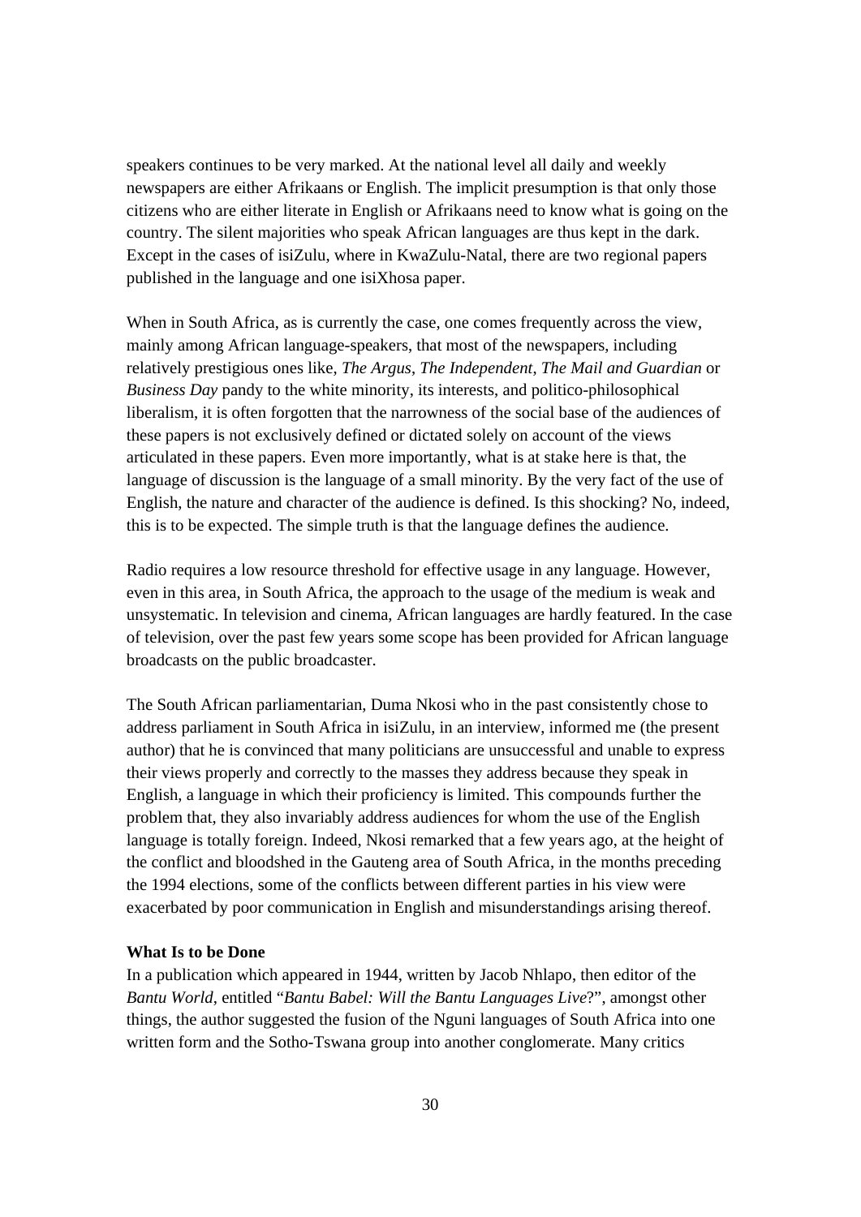speakers continues to be very marked. At the national level all daily and weekly newspapers are either Afrikaans or English. The implicit presumption is that only those citizens who are either literate in English or Afrikaans need to know what is going on the country. The silent majorities who speak African languages are thus kept in the dark. Except in the cases of isiZulu, where in KwaZulu-Natal, there are two regional papers published in the language and one isiXhosa paper.

When in South Africa, as is currently the case, one comes frequently across the view, mainly among African language-speakers, that most of the newspapers, including relatively prestigious ones like, *The Argus*, *The Independent*, *The Mail and Guardian* or *Business Day* pandy to the white minority, its interests, and politico-philosophical liberalism, it is often forgotten that the narrowness of the social base of the audiences of these papers is not exclusively defined or dictated solely on account of the views articulated in these papers. Even more importantly, what is at stake here is that, the language of discussion is the language of a small minority. By the very fact of the use of English, the nature and character of the audience is defined. Is this shocking? No, indeed, this is to be expected. The simple truth is that the language defines the audience.

Radio requires a low resource threshold for effective usage in any language. However, even in this area, in South Africa, the approach to the usage of the medium is weak and unsystematic. In television and cinema, African languages are hardly featured. In the case of television, over the past few years some scope has been provided for African language broadcasts on the public broadcaster.

The South African parliamentarian, Duma Nkosi who in the past consistently chose to address parliament in South Africa in isiZulu, in an interview, informed me (the present author) that he is convinced that many politicians are unsuccessful and unable to express their views properly and correctly to the masses they address because they speak in English, a language in which their proficiency is limited. This compounds further the problem that, they also invariably address audiences for whom the use of the English language is totally foreign. Indeed, Nkosi remarked that a few years ago, at the height of the conflict and bloodshed in the Gauteng area of South Africa, in the months preceding the 1994 elections, some of the conflicts between different parties in his view were exacerbated by poor communication in English and misunderstandings arising thereof.

**What Is to be Done**

In a publication which appeared in 1944, written by Jacob Nhlapo, then editor of the *Bantu World*, entitled "*Bantu Babel: Will the Bantu Languages Live*?", amongst other things, the author suggested the fusion of the Nguni languages of South Africa into one written form and the Sotho-Tswana group into another conglomerate. Many critics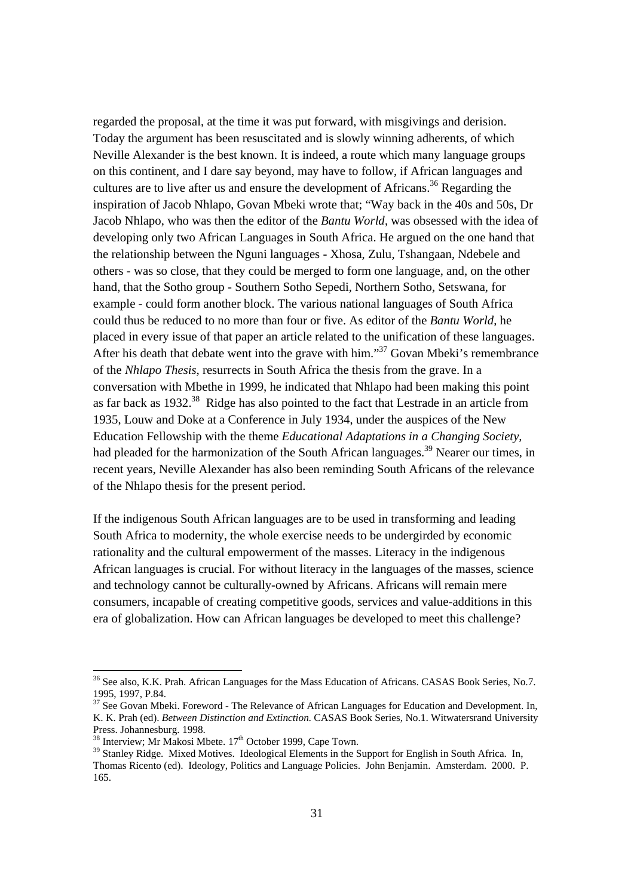regarded the proposal, at the time it was put forward, with misgivings and derision. Today the argument has been resuscitated and is slowly winning adherents, of which Neville Alexander is the best known. It is indeed, a route which many language groups on this continent, and I dare say beyond, may have to follow, if African languages and cultures are to live after us and ensure the development of Africans.[36] Regarding the inspiration of Jacob Nhlapo, Govan Mbeki wrote that; "Way back in the 40s and 50s, Dr Jacob Nhlapo, who was then the editor of the *Bantu World*, was obsessed with the idea of developing only two African Languages in South Africa. He argued on the one hand that the relationship between the Nguni languages - Xhosa, Zulu, Tshangaan, Ndebele and others - was so close, that they could be merged to form one language, and, on the other hand, that the Sotho group - Southern Sotho Sepedi, Northern Sotho, Setswana, for example - could form another block. The various national languages of South Africa could thus be reduced to no more than four or five. As editor of the *Bantu World*, he placed in every issue of that paper an article related to the unification of these languages. After his death that debate went into the grave with him."[37] Govan Mbeki's remembrance of the *Nhlapo Thesis*, resurrects in South Africa the thesis from the grave. In a conversation with Mbethe in 1999, he indicated that Nhlapo had been making this point as far back as 1932.[38] Ridge has also pointed to the fact that Lestrade in an article from 1935, Louw and Doke at a Conference in July 1934, under the auspices of the New Education Fellowship with the theme *Educational Adaptations in a Changing Society,* had pleaded for the harmonization of the South African languages.[39] Nearer our times, in recent years, Neville Alexander has also been reminding South Africans of the relevance of the Nhlapo thesis for the present period.

If the indigenous South African languages are to be used in transforming and leading South Africa to modernity, the whole exercise needs to be undergirded by economic rationality and the cultural empowerment of the masses. Literacy in the indigenous African languages is crucial. For without literacy in the languages of the masses, science and technology cannot be culturally-owned by Africans. Africans will remain mere consumers, incapable of creating competitive goods, services and value-additions in this era of globalization. How can African languages be developed to meet this challenge?

---

[36] See also, K.K. Prah. African Languages for the Mass Education of Africans. CASAS Book Series, No.7. 1995, 1997, P.84.

[37] See Govan Mbeki. Foreword - The Relevance of African Languages for Education and Development. In, K. K. Prah (ed). *Between Distinction and Extinction.* CASAS Book Series, No.1. Witwatersrand University Press. Johannesburg. 1998.

[38] Interview; Mr Makosi Mbete. 17th October 1999, Cape Town.

[39] Stanley Ridge. Mixed Motives. Ideological Elements in the Support for English in South Africa. In, Thomas Ricento (ed). Ideology, Politics and Language Policies. John Benjamin. Amsterdam. 2000. P. 165.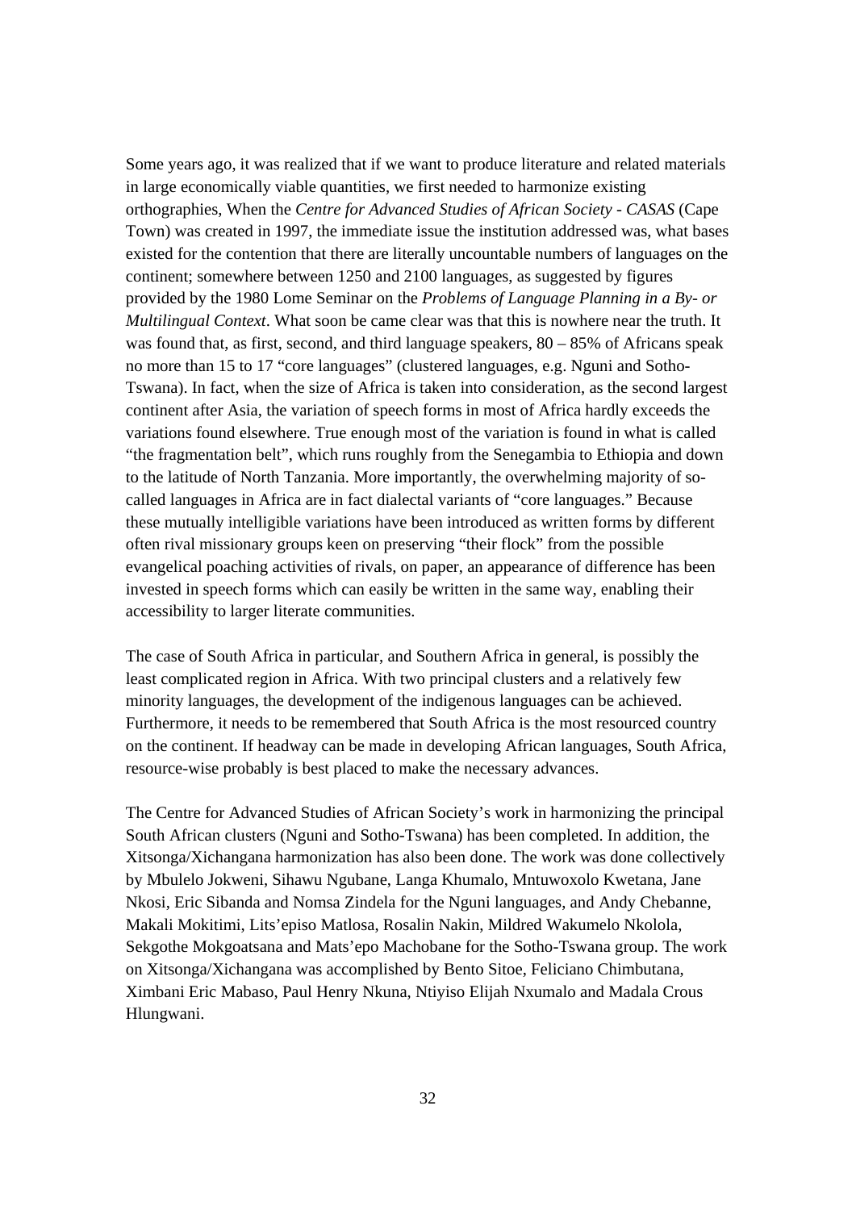Some years ago, it was realized that if we want to produce literature and related materials in large economically viable quantities, we first needed to harmonize existing orthographies, When the *Centre for Advanced Studies of African Society - CASAS* (Cape Town) was created in 1997, the immediate issue the institution addressed was, what bases existed for the contention that there are literally uncountable numbers of languages on the continent; somewhere between 1250 and 2100 languages, as suggested by figures provided by the 1980 Lome Seminar on the *Problems of Language Planning in a By- or Multilingual Context*. What soon be came clear was that this is nowhere near the truth. It was found that, as first, second, and third language speakers, 80 – 85% of Africans speak no more than 15 to 17 "core languages" (clustered languages, e.g. Nguni and Sotho-Tswana). In fact, when the size of Africa is taken into consideration, as the second largest continent after Asia, the variation of speech forms in most of Africa hardly exceeds the variations found elsewhere. True enough most of the variation is found in what is called "the fragmentation belt", which runs roughly from the Senegambia to Ethiopia and down to the latitude of North Tanzania. More importantly, the overwhelming majority of so-called languages in Africa are in fact dialectal variants of "core languages." Because these mutually intelligible variations have been introduced as written forms by different often rival missionary groups keen on preserving "their flock" from the possible evangelical poaching activities of rivals, on paper, an appearance of difference has been invested in speech forms which can easily be written in the same way, enabling their accessibility to larger literate communities.

The case of South Africa in particular, and Southern Africa in general, is possibly the least complicated region in Africa. With two principal clusters and a relatively few minority languages, the development of the indigenous languages can be achieved. Furthermore, it needs to be remembered that South Africa is the most resourced country on the continent. If headway can be made in developing African languages, South Africa, resource-wise probably is best placed to make the necessary advances.

The Centre for Advanced Studies of African Society's work in harmonizing the principal South African clusters (Nguni and Sotho-Tswana) has been completed. In addition, the Xitsonga/Xichangana harmonization has also been done. The work was done collectively by Mbulelo Jokweni, Sihawu Ngubane, Langa Khumalo, Mntuwoxolo Kwetana, Jane Nkosi, Eric Sibanda and Nomsa Zindela for the Nguni languages, and Andy Chebanne, Makali Mokitimi, Lits'episo Matlosa, Rosalin Nakin, Mildred Wakumelo Nkolola, Sekgothe Mokgoatsana and Mats'epo Machobane for the Sotho-Tswana group. The work on Xitsonga/Xichangana was accomplished by Bento Sitoe, Feliciano Chimbutana, Ximbani Eric Mabaso, Paul Henry Nkuna, Ntiyiso Elijah Nxumalo and Madala Crous Hlungwani.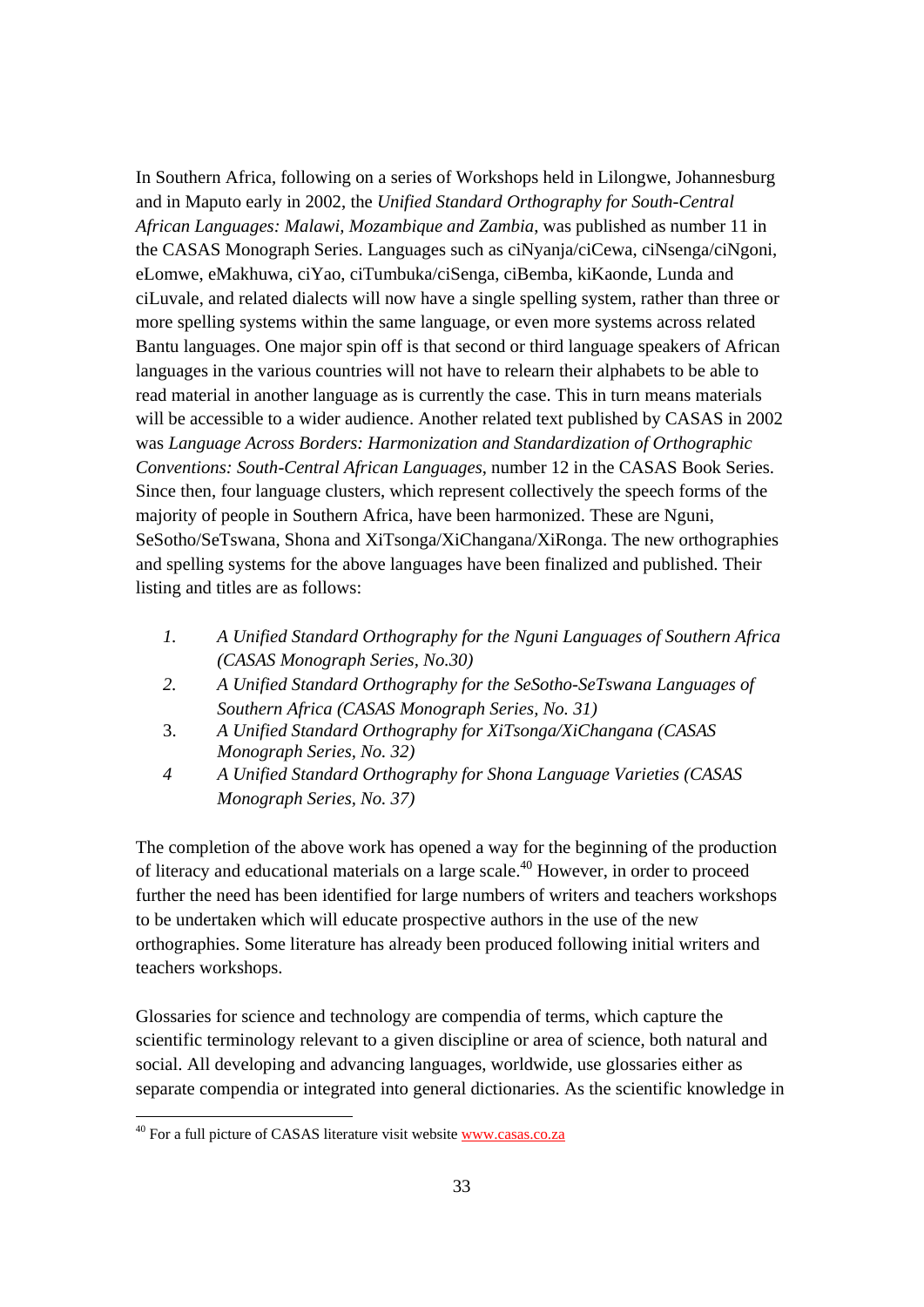In Southern Africa, following on a series of Workshops held in Lilongwe, Johannesburg and in Maputo early in 2002, the *Unified Standard Orthography for South-Central African Languages: Malawi, Mozambique and Zambia*, was published as number 11 in the CASAS Monograph Series. Languages such as ciNyanja/ciCewa, ciNsenga/ciNgoni, eLomwe, eMakhuwa, ciYao, ciTumbuka/ciSenga, ciBemba, kiKaonde, Lunda and ciLuvale, and related dialects will now have a single spelling system, rather than three or more spelling systems within the same language, or even more systems across related Bantu languages. One major spin off is that second or third language speakers of African languages in the various countries will not have to relearn their alphabets to be able to read material in another language as is currently the case. This in turn means materials will be accessible to a wider audience. Another related text published by CASAS in 2002 was *Language Across Borders: Harmonization and Standardization of Orthographic Conventions: South-Central African Languages*, number 12 in the CASAS Book Series. Since then, four language clusters, which represent collectively the speech forms of the majority of people in Southern Africa, have been harmonized. These are Nguni, SeSotho/SeTswana, Shona and XiTsonga/XiChangana/XiRonga. The new orthographies and spelling systems for the above languages have been finalized and published. Their listing and titles are as follows:

1. *A Unified Standard Orthography for the Nguni Languages of Southern Africa (CASAS Monograph Series, No.30)*
2. *A Unified Standard Orthography for the SeSotho-SeTswana Languages of Southern Africa (CASAS Monograph Series, No. 31)*
3. *A Unified Standard Orthography for XiTsonga/XiChangana (CASAS Monograph Series, No. 32)*
4. *A Unified Standard Orthography for Shona Language Varieties (CASAS Monograph Series, No. 37)*

The completion of the above work has opened a way for the beginning of the production of literacy and educational materials on a large scale.[40] However, in order to proceed further the need has been identified for large numbers of writers and teachers workshops to be undertaken which will educate prospective authors in the use of the new orthographies. Some literature has already been produced following initial writers and teachers workshops.

Glossaries for science and technology are compendia of terms, which capture the scientific terminology relevant to a given discipline or area of science, both natural and social. All developing and advancing languages, worldwide, use glossaries either as separate compendia or integrated into general dictionaries. As the scientific knowledge in

[40] For a full picture of CASAS literature visit website www.casas.co.za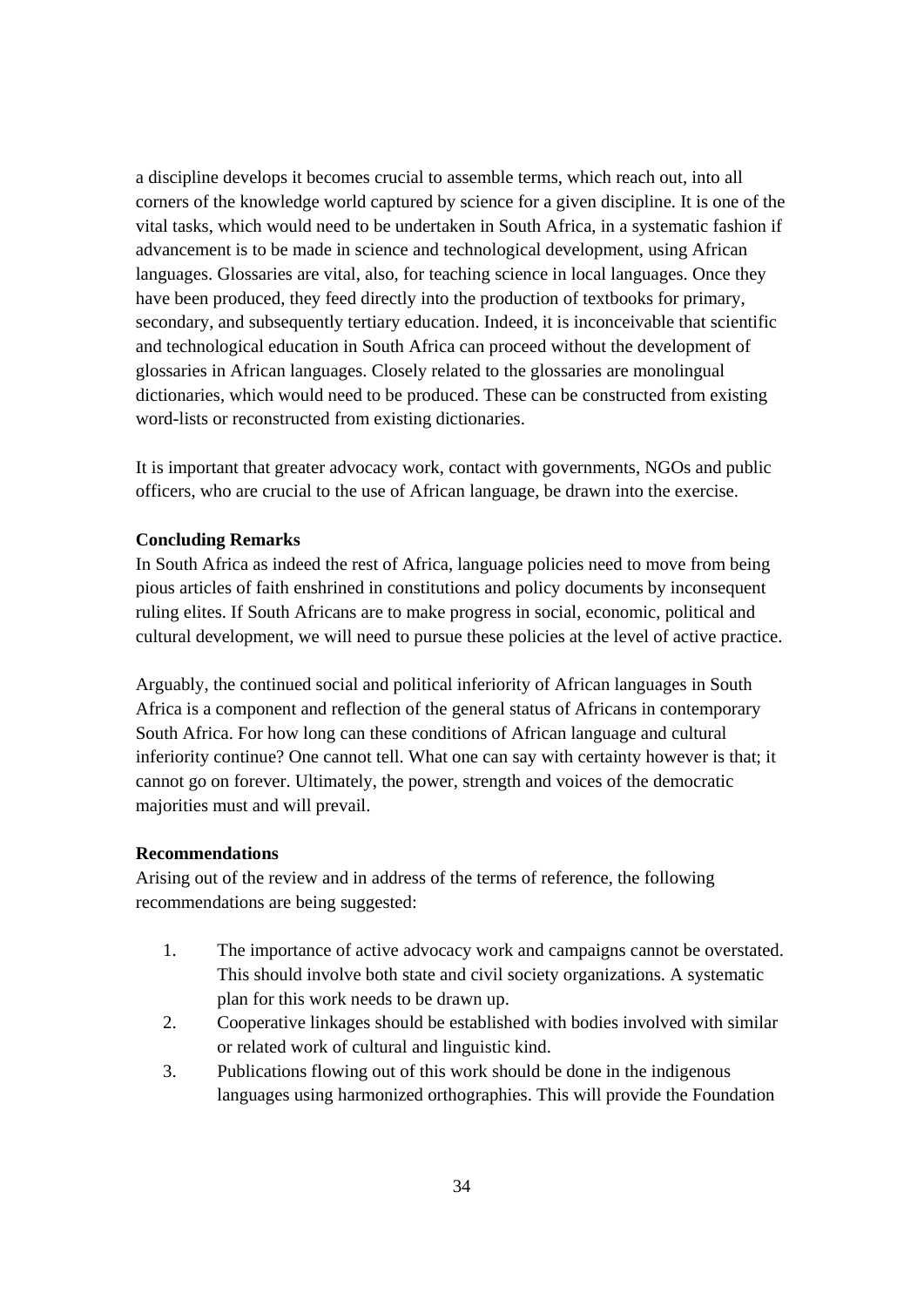a discipline develops it becomes crucial to assemble terms, which reach out, into all corners of the knowledge world captured by science for a given discipline. It is one of the vital tasks, which would need to be undertaken in South Africa, in a systematic fashion if advancement is to be made in science and technological development, using African languages. Glossaries are vital, also, for teaching science in local languages. Once they have been produced, they feed directly into the production of textbooks for primary, secondary, and subsequently tertiary education. Indeed, it is inconceivable that scientific and technological education in South Africa can proceed without the development of glossaries in African languages. Closely related to the glossaries are monolingual dictionaries, which would need to be produced. These can be constructed from existing word-lists or reconstructed from existing dictionaries.

It is important that greater advocacy work, contact with governments, NGOs and public officers, who are crucial to the use of African language, be drawn into the exercise.

**Concluding Remarks**

In South Africa as indeed the rest of Africa, language policies need to move from being pious articles of faith enshrined in constitutions and policy documents by inconsequent ruling elites. If South Africans are to make progress in social, economic, political and cultural development, we will need to pursue these policies at the level of active practice.

Arguably, the continued social and political inferiority of African languages in South Africa is a component and reflection of the general status of Africans in contemporary South Africa. For how long can these conditions of African language and cultural inferiority continue? One cannot tell. What one can say with certainty however is that; it cannot go on forever. Ultimately, the power, strength and voices of the democratic majorities must and will prevail.

**Recommendations**

Arising out of the review and in address of the terms of reference, the following recommendations are being suggested:

1. The importance of active advocacy work and campaigns cannot be overstated. This should involve both state and civil society organizations. A systematic plan for this work needs to be drawn up.
2. Cooperative linkages should be established with bodies involved with similar or related work of cultural and linguistic kind.
3. Publications flowing out of this work should be done in the indigenous languages using harmonized orthographies. This will provide the Foundation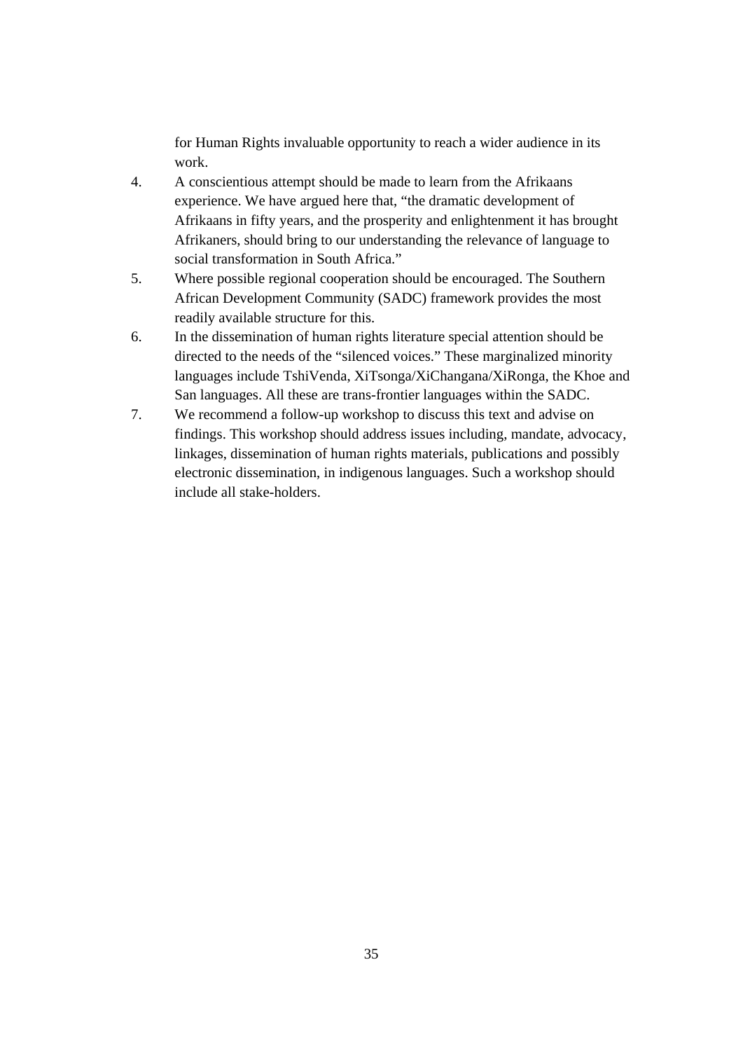for Human Rights invaluable opportunity to reach a wider audience in its work.

4. A conscientious attempt should be made to learn from the Afrikaans experience. We have argued here that, "the dramatic development of Afrikaans in fifty years, and the prosperity and enlightenment it has brought Afrikaners, should bring to our understanding the relevance of language to social transformation in South Africa."
5. Where possible regional cooperation should be encouraged. The Southern African Development Community (SADC) framework provides the most readily available structure for this.
6. In the dissemination of human rights literature special attention should be directed to the needs of the "silenced voices." These marginalized minority languages include TshiVenda, XiTsonga/XiChangana/XiRonga, the Khoe and San languages. All these are trans-frontier languages within the SADC.
7. We recommend a follow-up workshop to discuss this text and advise on findings. This workshop should address issues including, mandate, advocacy, linkages, dissemination of human rights materials, publications and possibly electronic dissemination, in indigenous languages. Such a workshop should include all stake-holders.